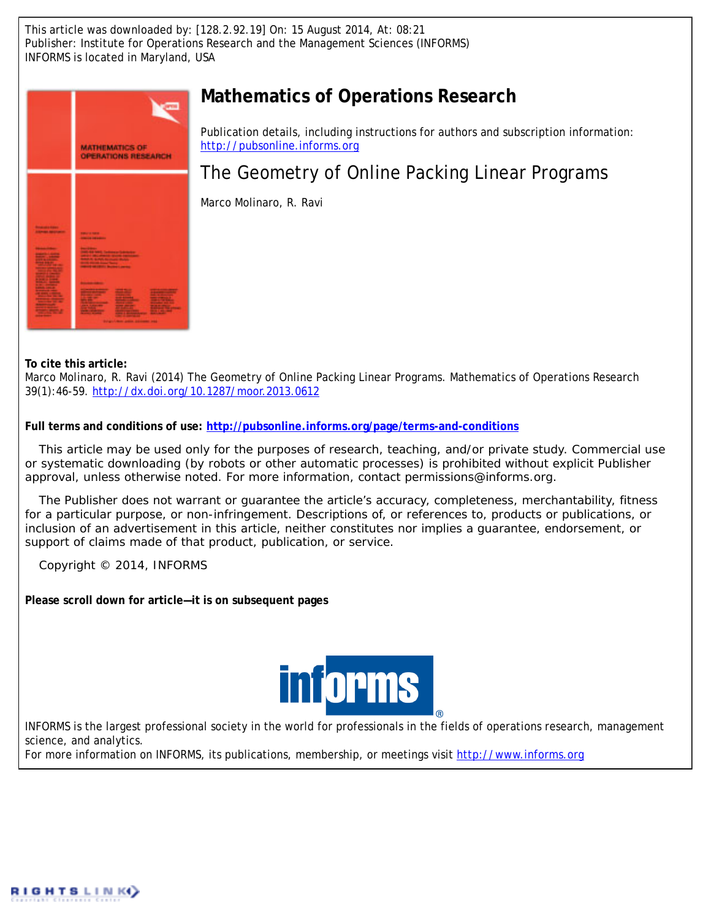This article was downloaded by: [128.2.92.19] On: 15 August 2014, At: 08:21
Publisher: Institute for Operations Research and the Management Sciences (INFORMS)
INFORMS is located in Maryland, USA

# Mathematics of Operations Research

Publication details, including instructions for authors and subscription information:
http://pubsonline.informs.org

## The Geometry of Online Packing Linear Programs

Marco Molinaro, R. Ravi

**To cite this article:**
Marco Molinaro, R. Ravi (2014) The Geometry of Online Packing Linear Programs. Mathematics of Operations Research 39(1):46-59. http://dx.doi.org/10.1287/moor.2013.0612

**Full terms and conditions of use: http://pubsonline.informs.org/page/terms-and-conditions**

This article may be used only for the purposes of research, teaching, and/or private study. Commercial use or systematic downloading (by robots or other automatic processes) is prohibited without explicit Publisher approval, unless otherwise noted. For more information, contact permissions@informs.org.

The Publisher does not warrant or guarantee the article's accuracy, completeness, merchantability, fitness for a particular purpose, or non-infringement. Descriptions of, or references to, products or publications, or inclusion of an advertisement in this article, neither constitutes nor implies a guarantee, endorsement, or support of claims made of that product, publication, or service.

Copyright © 2014, INFORMS

**Please scroll down for article—it is on subsequent pages**

INFORMS is the largest professional society in the world for professionals in the fields of operations research, management science, and analytics.
For more information on INFORMS, its publications, membership, or meetings visit http://www.informs.org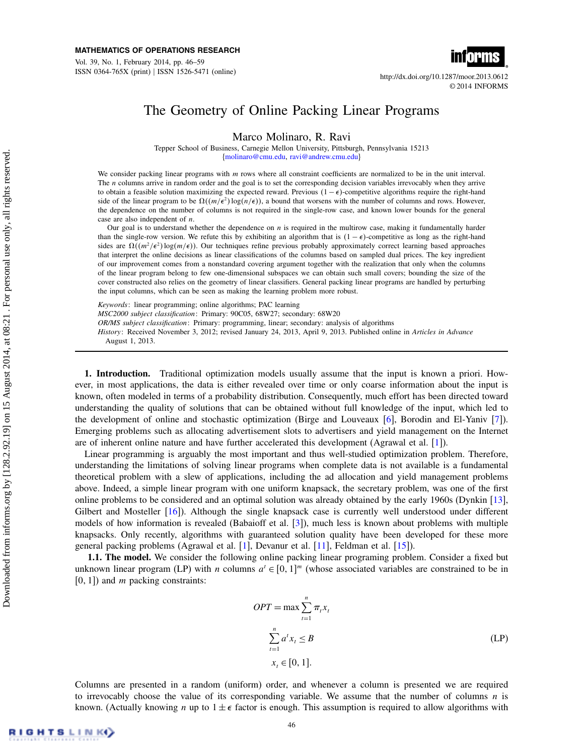# The Geometry of Online Packing Linear Programs

Marco Molinaro, R. Ravi

Tepper School of Business, Carnegie Mellon University, Pittsburgh, Pennsylvania 15213
{molinaro@cmu.edu, ravi@andrew.cmu.edu}

We consider packing linear programs with $m$ rows where all constraint coefficients are normalized to be in the unit interval. The $n$ columns arrive in random order and the goal is to set the corresponding decision variables irrevocably when they arrive to obtain a feasible solution maximizing the expected reward. Previous $(1-\epsilon)$-competitive algorithms require the right-hand side of the linear program to be $\Omega((m/\epsilon^2)\log(n/\epsilon))$, a bound that worsens with the number of columns and rows. However, the dependence on the number of columns is not required in the single-row case, and known lower bounds for the general case are also independent of $n$.

Our goal is to understand whether the dependence on $n$ is required in the multirow case, making it fundamentally harder than the single-row version. We refute this by exhibiting an algorithm that is $(1-\epsilon)$-competitive as long as the right-hand sides are $\Omega((m^2/\epsilon^2)\log(m/\epsilon))$. Our techniques refine previous probably approximately correct learning based approaches that interpret the online decisions as linear classifications of the columns based on sampled dual prices. The key ingredient of our improvement comes from a nonstandard covering argument together with the realization that only when the columns of the linear program belong to few one-dimensional subspaces we can obtain such small covers; bounding the size of the cover constructed also relies on the geometry of linear classifiers. General packing linear programs are handled by perturbing the input columns, which can be seen as making the learning problem more robust.

*Keywords*: linear programming; online algorithms; PAC learning

*MSC2000 subject classification*: Primary: 90C05, 68W27; secondary: 68W20

*OR/MS subject classification*: Primary: programming, linear; secondary: analysis of algorithms

*History*: Received November 3, 2012; revised January 24, 2013, April 9, 2013. Published online in *Articles in Advance* August 1, 2013.

---

**1. Introduction.** Traditional optimization models usually assume that the input is known a priori. However, in most applications, the data is either revealed over time or only coarse information about the input is known, often modeled in terms of a probability distribution. Consequently, much effort has been directed toward understanding the quality of solutions that can be obtained without full knowledge of the input, which led to the development of online and stochastic optimization (Birge and Louveaux [6], Borodin and El-Yaniv [7]). Emerging problems such as allocating advertisement slots to advertisers and yield management on the Internet are of inherent online nature and have further accelerated this development (Agrawal et al. [1]).

Linear programming is arguably the most important and thus well-studied optimization problem. Therefore, understanding the limitations of solving linear programs when complete data is not available is a fundamental theoretical problem with a slew of applications, including the ad allocation and yield management problems above. Indeed, a simple linear program with one uniform knapsack, the secretary problem, was one of the first online problems to be considered and an optimal solution was already obtained by the early 1960s (Dynkin [13], Gilbert and Mosteller [16]). Although the single knapsack case is currently well understood under different models of how information is revealed (Babaioff et al. [3]), much less is known about problems with multiple knapsacks. Only recently, algorithms with guaranteed solution quality have been developed for these more general packing problems (Agrawal et al. [1], Devanur et al. [11], Feldman et al. [15]).

**1.1. The model.** We consider the following online packing linear programing problem. Consider a fixed but unknown linear program (LP) with $n$ columns $a^t \in [0,1]^m$ (whose associated variables are constrained to be in $[0,1]$) and $m$ packing constraints:

$$OPT = \max \sum_{t=1}^{n} \pi_t x_t$$

$$\sum_{t=1}^{n} a^t x_t \le B \qquad \text{(LP)}$$

$$x_t \in [0,1].$$

Columns are presented in a random (uniform) order, and whenever a column is presented we are required to irrevocably choose the value of its corresponding variable. We assume that the number of columns $n$ is known. (Actually knowing $n$ up to $1 \pm \epsilon$ factor is enough. This assumption is required to allow algorithms with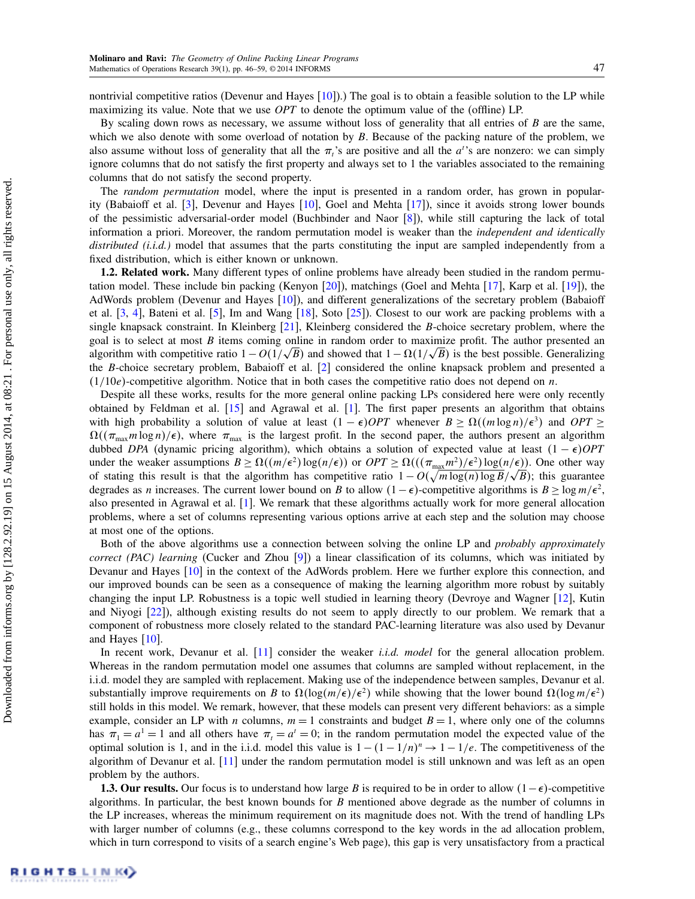nontrivial competitive ratios (Devenur and Hayes [10]).) The goal is to obtain a feasible solution to the LP while maximizing its value. Note that we use *OPT* to denote the optimum value of the (offline) LP.

By scaling down rows as necessary, we assume without loss of generality that all entries of $B$ are the same, which we also denote with some overload of notation by $B$. Because of the packing nature of the problem, we also assume without loss of generality that all the $\pi_t$'s are positive and all the $a^t$'s are nonzero: we can simply ignore columns that do not satisfy the first property and always set to 1 the variables associated to the remaining columns that do not satisfy the second property.

The *random permutation* model, where the input is presented in a random order, has grown in popularity (Babaioff et al. [3], Devenur and Hayes [10], Goel and Mehta [17]), since it avoids strong lower bounds of the pessimistic adversarial-order model (Buchbinder and Naor [8]), while still capturing the lack of total information a priori. Moreover, the random permutation model is weaker than the *independent and identically distributed (i.i.d.)* model that assumes that the parts constituting the input are sampled independently from a fixed distribution, which is either known or unknown.

**1.2. Related work.** Many different types of online problems have already been studied in the random permutation model. These include bin packing (Kenyon [20]), matchings (Goel and Mehta [17], Karp et al. [19]), the AdWords problem (Devenur and Hayes [10]), and different generalizations of the secretary problem (Babaioff et al. [3, 4], Bateni et al. [5], Im and Wang [18], Soto [25]). Closest to our work are packing problems with a single knapsack constraint. In Kleinberg [21], Kleinberg considered the $B$-choice secretary problem, where the goal is to select at most $B$ items coming online in random order to maximize profit. The author presented an algorithm with competitive ratio $1-O(1/\sqrt{B})$ and showed that $1-\Omega(1/\sqrt{B})$ is the best possible. Generalizing the $B$-choice secretary problem, Babaioff et al. [2] considered the online knapsack problem and presented a $(1/10e)$-competitive algorithm. Notice that in both cases the competitive ratio does not depend on $n$.

Despite all these works, results for the more general online packing LPs considered here were only recently obtained by Feldman et al. [15] and Agrawal et al. [1]. The first paper presents an algorithm that obtains with high probability a solution of value at least $(1-\epsilon)OPT$ whenever $B \geq \Omega((m\log n)/\epsilon^3)$ and $OPT \geq \Omega((\pi_{\max} m \log n)/\epsilon)$, where $\pi_{\max}$ is the largest profit. In the second paper, the authors present an algorithm dubbed *DPA* (dynamic pricing algorithm), which obtains a solution of expected value at least $(1-\epsilon)OPT$ under the weaker assumptions $B \geq \Omega((m/\epsilon^2)\log(n/\epsilon))$ or $OPT \geq \Omega(((\pi_{\max} m^2)/\epsilon^2)\log(n/\epsilon))$. One other way of stating this result is that the algorithm has competitive ratio $1-O(\sqrt{m\log(n)\log B}/\sqrt{B})$; this guarantee degrades as $n$ increases. The current lower bound on $B$ to allow $(1-\epsilon)$-competitive algorithms is $B \geq \log m/\epsilon^2$, also presented in Agrawal et al. [1]. We remark that these algorithms actually work for more general allocation problems, where a set of columns representing various options arrive at each step and the solution may choose at most one of the options.

Both of the above algorithms use a connection between solving the online LP and *probably approximately correct (PAC) learning* (Cucker and Zhou [9]) a linear classification of its columns, which was initiated by Devanur and Hayes [10] in the context of the AdWords problem. Here we further explore this connection, and our improved bounds can be seen as a consequence of making the learning algorithm more robust by suitably changing the input LP. Robustness is a topic well studied in learning theory (Devroye and Wagner [12], Kutin and Niyogi [22]), although existing results do not seem to apply directly to our problem. We remark that a component of robustness more closely related to the standard PAC-learning literature was also used by Devanur and Hayes [10].

In recent work, Devanur et al. [11] consider the weaker *i.i.d. model* for the general allocation problem. Whereas in the random permutation model one assumes that columns are sampled without replacement, in the i.i.d. model they are sampled with replacement. Making use of the independence between samples, Devanur et al. substantially improve requirements on $B$ to $\Omega(\log(m/\epsilon)/\epsilon^2)$ while showing that the lower bound $\Omega(\log m/\epsilon^2)$ still holds in this model. We remark, however, that these models can present very different behaviors: as a simple example, consider an LP with $n$ columns, $m=1$ constraints and budget $B=1$, where only one of the columns has $\pi_1 = a^1 = 1$ and all others have $\pi_t = a^t = 0$; in the random permutation model the expected value of the optimal solution is 1, and in the i.i.d. model this value is $1-(1-1/n)^n \to 1-1/e$. The competitiveness of the algorithm of Devanur et al. [11] under the random permutation model is still unknown and was left as an open problem by the authors.

**1.3. Our results.** Our focus is to understand how large $B$ is required to be in order to allow $(1-\epsilon)$-competitive algorithms. In particular, the best known bounds for $B$ mentioned above degrade as the number of columns in the LP increases, whereas the minimum requirement on its magnitude does not. With the trend of handling LPs with larger number of columns (e.g., these columns correspond to the key words in the ad allocation problem, which in turn correspond to visits of a search engine's Web page), this gap is very unsatisfactory from a practical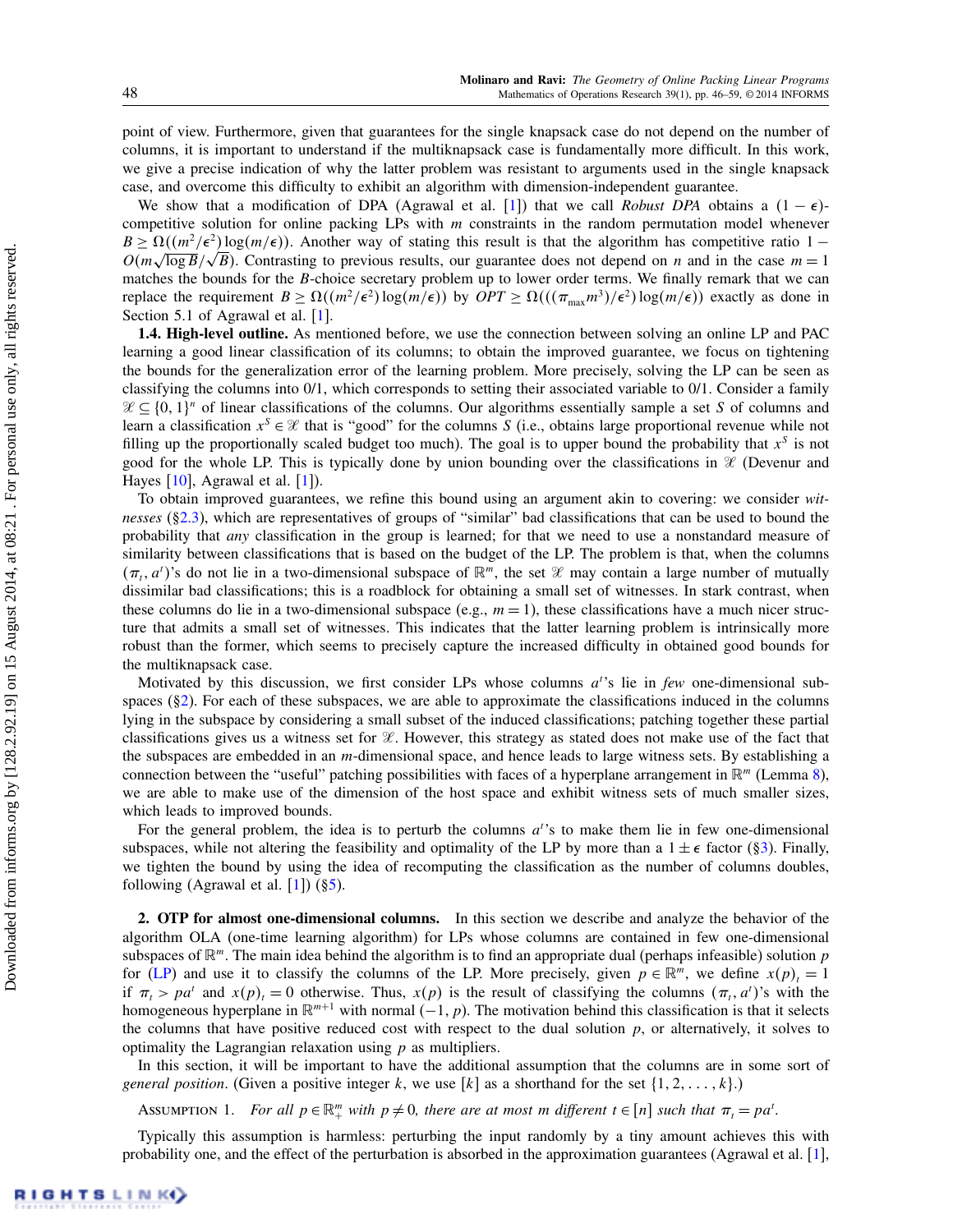point of view. Furthermore, given that guarantees for the single knapsack case do not depend on the number of columns, it is important to understand if the multiknapsack case is fundamentally more difficult. In this work, we give a precise indication of why the latter problem was resistant to arguments used in the single knapsack case, and overcome this difficulty to exhibit an algorithm with dimension-independent guarantee.

We show that a modification of DPA (Agrawal et al. [1]) that we call *Robust DPA* obtains a $(1-\epsilon)$-competitive solution for online packing LPs with $m$ constraints in the random permutation model whenever $B \geq \Omega((m^2/\epsilon^2)\log(m/\epsilon))$. Another way of stating this result is that the algorithm has competitive ratio $1 - O(m\sqrt{\log B}/\sqrt{B})$. Contrasting to previous results, our guarantee does not depend on $n$ and in the case $m = 1$ matches the bounds for the $B$-choice secretary problem up to lower order terms. We finally remark that we can replace the requirement $B \geq \Omega((m^2/\epsilon^2)\log(m/\epsilon))$ by $OPT \geq \Omega(((\pi_{\max} m^3)/\epsilon^2)\log(m/\epsilon))$ exactly as done in Section 5.1 of Agrawal et al. [1].

**1.4. High-level outline.** As mentioned before, we use the connection between solving an online LP and PAC learning a good linear classification of its columns; to obtain the improved guarantee, we focus on tightening the bounds for the generalization error of the learning problem. More precisely, solving the LP can be seen as classifying the columns into 0/1, which corresponds to setting their associated variable to 0/1. Consider a family $\mathscr{X} \subseteq \{0,1\}^n$ of linear classifications of the columns. Our algorithms essentially sample a set $S$ of columns and learn a classification $x^S \in \mathscr{X}$ that is "good" for the columns $S$ (i.e., obtains large proportional revenue while not filling up the proportionally scaled budget too much). The goal is to upper bound the probability that $x^S$ is not good for the whole LP. This is typically done by union bounding over the classifications in $\mathscr{X}$ (Devenur and Hayes [10], Agrawal et al. [1]).

To obtain improved guarantees, we refine this bound using an argument akin to covering: we consider *witnesses* (§2.3), which are representatives of groups of "similar" bad classifications that can be used to bound the probability that *any* classification in the group is learned; for that we need to use a nonstandard measure of similarity between classifications that is based on the budget of the LP. The problem is that, when the columns $(\pi_t, a^t)$'s do not lie in a two-dimensional subspace of $\mathbb{R}^m$, the set $\mathscr{X}$ may contain a large number of mutually dissimilar bad classifications; this is a roadblock for obtaining a small set of witnesses. In stark contrast, when these columns do lie in a two-dimensional subspace (e.g., $m = 1$), these classifications have a much nicer structure that admits a small set of witnesses. This indicates that the latter learning problem is intrinsically more robust than the former, which seems to precisely capture the increased difficulty in obtained good bounds for the multiknapsack case.

Motivated by this discussion, we first consider LPs whose columns $a^t$'s lie in *few* one-dimensional subspaces (§2). For each of these subspaces, we are able to approximate the classifications induced in the columns lying in the subspace by considering a small subset of the induced classifications; patching together these partial classifications gives us a witness set for $\mathscr{X}$. However, this strategy as stated does not make use of the fact that the subspaces are embedded in an $m$-dimensional space, and hence leads to large witness sets. By establishing a connection between the "useful" patching possibilities with faces of a hyperplane arrangement in $\mathbb{R}^m$ (Lemma 8), we are able to make use of the dimension of the host space and exhibit witness sets of much smaller sizes, which leads to improved bounds.

For the general problem, the idea is to perturb the columns $a^t$'s to make them lie in few one-dimensional subspaces, while not altering the feasibility and optimality of the LP by more than a $1 \pm \epsilon$ factor (§3). Finally, we tighten the bound by using the idea of recomputing the classification as the number of columns doubles, following (Agrawal et al. [1]) (§5).

## 2. OTP for almost one-dimensional columns.

In this section we describe and analyze the behavior of the algorithm OLA (one-time learning algorithm) for LPs whose columns are contained in few one-dimensional subspaces of $\mathbb{R}^m$. The main idea behind the algorithm is to find an appropriate dual (perhaps infeasible) solution $p$ for (LP) and use it to classify the columns of the LP. More precisely, given $p \in \mathbb{R}^m$, we define $x(p)_t = 1$ if $\pi_t > pa^t$ and $x(p)_t = 0$ otherwise. Thus, $x(p)$ is the result of classifying the columns $(\pi_t, a^t)$'s with the homogeneous hyperplane in $\mathbb{R}^{m+1}$ with normal $(-1, p)$. The motivation behind this classification is that it selects the columns that have positive reduced cost with respect to the dual solution $p$, or alternatively, it solves to optimality the Lagrangian relaxation using $p$ as multipliers.

In this section, it will be important to have the additional assumption that the columns are in some sort of *general position*. (Given a positive integer $k$, we use $[k]$ as a shorthand for the set $\{1, 2, \ldots, k\}$.)

Assumption 1. *For all $p \in \mathbb{R}^m_+$ with $p \neq 0$, there are at most $m$ different $t \in [n]$ such that $\pi_t = pa^t$.*

Typically this assumption is harmless: perturbing the input randomly by a tiny amount achieves this with probability one, and the effect of the perturbation is absorbed in the approximation guarantees (Agrawal et al. [1],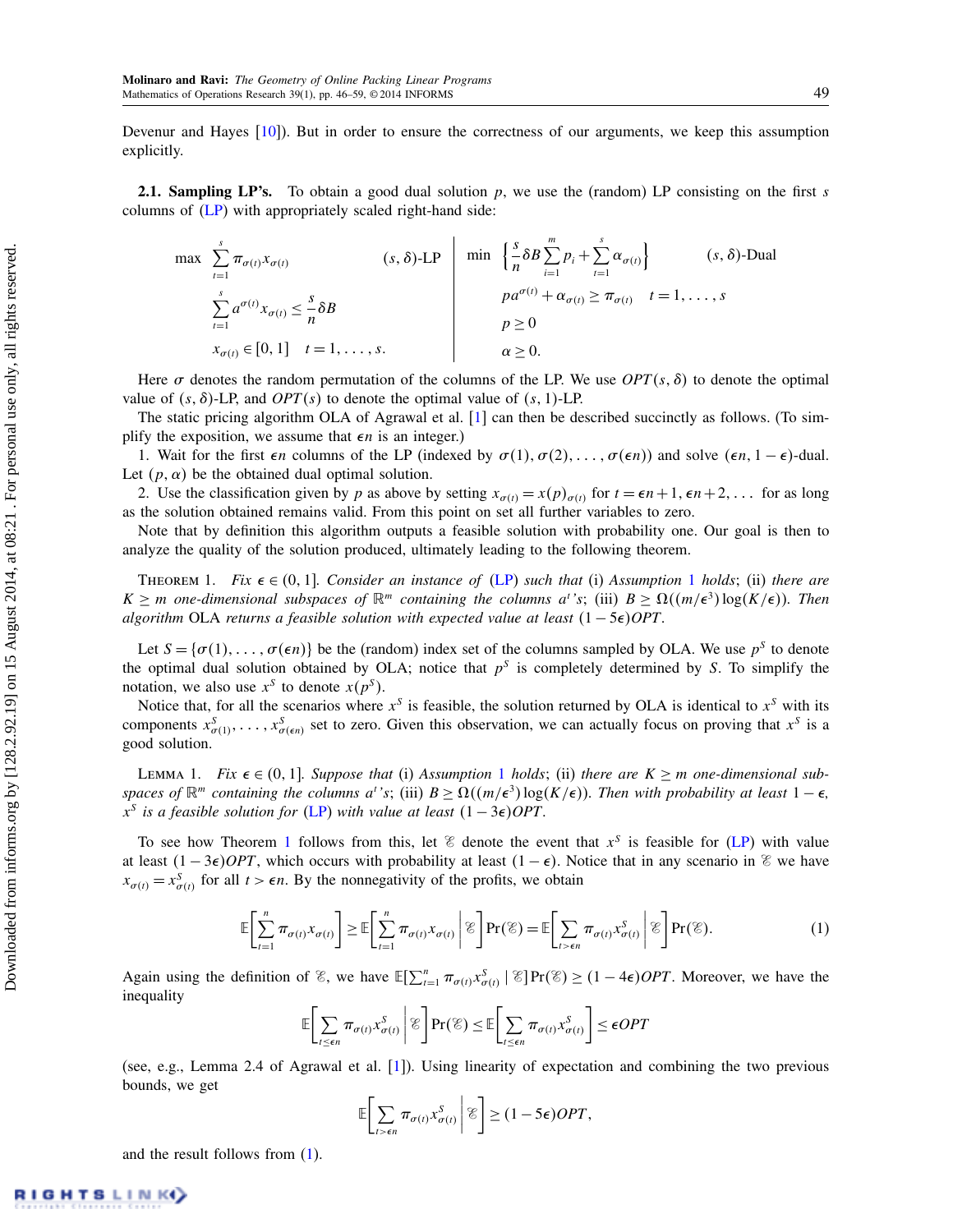Devenur and Hayes [10]). But in order to ensure the correctness of our arguments, we keep this assumption explicitly.

**2.1. Sampling LP's.** To obtain a good dual solution $p$, we use the (random) LP consisting on the first $s$ columns of (LP) with appropriately scaled right-hand side:

$$
\begin{aligned}
\max \quad & \sum_{t=1}^{s} \pi_{\sigma(t)} x_{\sigma(t)} && (s,\delta)\text{-LP} \\
& \sum_{t=1}^{s} a^{\sigma(t)} x_{\sigma(t)} \le \frac{s}{n}\delta B \\
& x_{\sigma(t)} \in [0,1] \quad t = 1,\ldots,s.
\end{aligned}
\qquad\qquad
\begin{aligned}
\min \quad & \left\{ \frac{s}{n}\delta B \sum_{i=1}^{m} p_i + \sum_{t=1}^{s} \alpha_{\sigma(t)} \right\} && (s,\delta)\text{-Dual} \\
& p a^{\sigma(t)} + \alpha_{\sigma(t)} \ge \pi_{\sigma(t)} \quad t = 1,\ldots,s \\
& p \ge 0 \\
& \alpha \ge 0.
\end{aligned}
$$

Here $\sigma$ denotes the random permutation of the columns of the LP. We use $OPT(s,\delta)$ to denote the optimal value of $(s,\delta)$-LP, and $OPT(s)$ to denote the optimal value of $(s,1)$-LP.

The static pricing algorithm OLA of Agrawal et al. [1] can then be described succinctly as follows. (To simplify the exposition, we assume that $\epsilon n$ is an integer.)

1. Wait for the first $\epsilon n$ columns of the LP (indexed by $\sigma(1), \sigma(2), \ldots, \sigma(\epsilon n)$) and solve $(\epsilon n, 1-\epsilon)$-dual. Let $(p, \alpha)$ be the obtained dual optimal solution.

2. Use the classification given by $p$ as above by setting $x_{\sigma(t)} = x(p)_{\sigma(t)}$ for $t = \epsilon n + 1, \epsilon n + 2, \ldots$ for as long as the solution obtained remains valid. From this point on set all further variables to zero.

Note that by definition this algorithm outputs a feasible solution with probability one. Our goal is then to analyze the quality of the solution produced, ultimately leading to the following theorem.

Theorem 1. *Fix $\epsilon \in (0,1]$. Consider an instance of (LP) such that (i) Assumption 1 holds; (ii) there are $K \ge m$ one-dimensional subspaces of $\mathbb{R}^m$ containing the columns $a^t$'s; (iii) $B \ge \Omega((m/\epsilon^3)\log(K/\epsilon))$. Then algorithm* OLA *returns a feasible solution with expected value at least $(1-5\epsilon)OPT$.*

Let $S = \{\sigma(1), \ldots, \sigma(\epsilon n)\}$ be the (random) index set of the columns sampled by OLA. We use $p^S$ to denote the optimal dual solution obtained by OLA; notice that $p^S$ is completely determined by $S$. To simplify the notation, we also use $x^S$ to denote $x(p^S)$.

Notice that, for all the scenarios where $x^S$ is feasible, the solution returned by OLA is identical to $x^S$ with its components $x^S_{\sigma(1)}, \ldots, x^S_{\sigma(\epsilon n)}$ set to zero. Given this observation, we can actually focus on proving that $x^S$ is a good solution.

Lemma 1. *Fix $\epsilon \in (0,1]$. Suppose that (i) Assumption 1 holds; (ii) there are $K \ge m$ one-dimensional subspaces of $\mathbb{R}^m$ containing the columns $a^t$'s; (iii) $B \ge \Omega((m/\epsilon^3)\log(K/\epsilon))$. Then with probability at least $1-\epsilon$, $x^S$ is a feasible solution for (LP) with value at least $(1-3\epsilon)OPT$.*

To see how Theorem 1 follows from this, let $\mathscr{E}$ denote the event that $x^S$ is feasible for (LP) with value at least $(1-3\epsilon)OPT$, which occurs with probability at least $(1-\epsilon)$. Notice that in any scenario in $\mathscr{E}$ we have $x_{\sigma(t)} = x^S_{\sigma(t)}$ for all $t > \epsilon n$. By the nonnegativity of the profits, we obtain

$$
\mathbb{E}\left[\sum_{t=1}^{n} \pi_{\sigma(t)} x_{\sigma(t)}\right] \ge \mathbb{E}\left[\sum_{t=1}^{n} \pi_{\sigma(t)} x_{\sigma(t)} \,\middle|\, \mathscr{E}\right] \Pr(\mathscr{E}) = \mathbb{E}\left[\sum_{t>\epsilon n} \pi_{\sigma(t)} x^S_{\sigma(t)} \,\middle|\, \mathscr{E}\right] \Pr(\mathscr{E}). \tag{1}
$$

Again using the definition of $\mathscr{E}$, we have $\mathbb{E}[\sum_{t=1}^{n} \pi_{\sigma(t)} x^S_{\sigma(t)} \mid \mathscr{E}]\Pr(\mathscr{E}) \ge (1-4\epsilon)OPT$. Moreover, we have the inequality

$$
\mathbb{E}\left[\sum_{t\le\epsilon n} \pi_{\sigma(t)} x^S_{\sigma(t)} \,\middle|\, \mathscr{E}\right] \Pr(\mathscr{E}) \le \mathbb{E}\left[\sum_{t\le\epsilon n} \pi_{\sigma(t)} x^S_{\sigma(t)}\right] \le \epsilon OPT
$$

(see, e.g., Lemma 2.4 of Agrawal et al. [1]). Using linearity of expectation and combining the two previous bounds, we get

$$
\mathbb{E}\left[\sum_{t>\epsilon n} \pi_{\sigma(t)} x^S_{\sigma(t)} \,\middle|\, \mathscr{E}\right] \ge (1-5\epsilon)OPT,
$$

and the result follows from (1).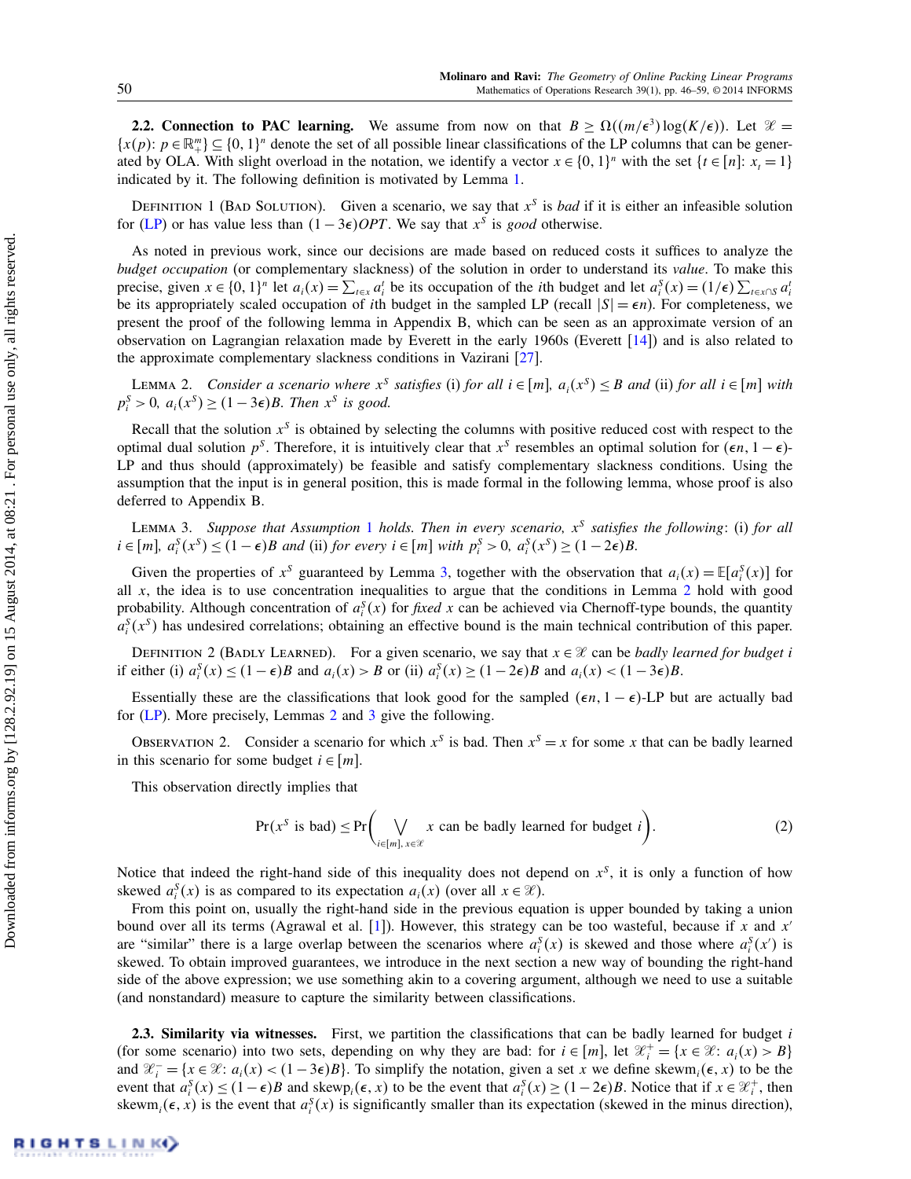**2.2. Connection to PAC learning.** We assume from now on that $B \geq \Omega((m/\epsilon^3)\log(K/\epsilon))$. Let $\mathscr{X} = \{x(p): p \in \mathbb{R}_+^m\} \subseteq \{0,1\}^n$ denote the set of all possible linear classifications of the LP columns that can be generated by OLA. With slight overload in the notation, we identify a vector $x \in \{0,1\}^n$ with the set $\{t \in [n]: x_t = 1\}$ indicated by it. The following definition is motivated by Lemma 1.

Definition 1 (Bad Solution). Given a scenario, we say that $x^S$ is *bad* if it is either an infeasible solution for (LP) or has value less than $(1-3\epsilon)OPT$. We say that $x^S$ is *good* otherwise.

As noted in previous work, since our decisions are made based on reduced costs it suffices to analyze the *budget occupation* (or complementary slackness) of the solution in order to understand its *value*. To make this precise, given $x \in \{0,1\}^n$ let $a_i(x) = \sum_{t \in x} a_i^t$ be its occupation of the $i$th budget and let $a_i^S(x) = (1/\epsilon)\sum_{t \in x \cap S} a_i^t$ be its appropriately scaled occupation of $i$th budget in the sampled LP (recall $|S| = \epsilon n$). For completeness, we present the proof of the following lemma in Appendix B, which can be seen as an approximate version of an observation on Lagrangian relaxation made by Everett in the early 1960s (Everett [14]) and is also related to the approximate complementary slackness conditions in Vazirani [27].

Lemma 2. *Consider a scenario where $x^S$ satisfies* (i) *for all $i \in [m]$, $a_i(x^S) \leq B$ and* (ii) *for all $i \in [m]$ with $p_i^S > 0$, $a_i(x^S) \geq (1-3\epsilon)B$. Then $x^S$ is good.*

Recall that the solution $x^S$ is obtained by selecting the columns with positive reduced cost with respect to the optimal dual solution $p^S$. Therefore, it is intuitively clear that $x^S$ resembles an optimal solution for $(\epsilon n, 1-\epsilon)$-LP and thus should (approximately) be feasible and satisfy complementary slackness conditions. Using the assumption that the input is in general position, this is made formal in the following lemma, whose proof is also deferred to Appendix B.

Lemma 3. *Suppose that Assumption 1 holds. Then in every scenario, $x^S$ satisfies the following*: (i) *for all $i \in [m]$, $a_i^S(x^S) \leq (1-\epsilon)B$ and* (ii) *for every $i \in [m]$ with $p_i^S > 0$, $a_i^S(x^S) \geq (1-2\epsilon)B$.*

Given the properties of $x^S$ guaranteed by Lemma 3, together with the observation that $a_i(x) = \mathbb{E}[a_i^S(x)]$ for all $x$, the idea is to use concentration inequalities to argue that the conditions in Lemma 2 hold with good probability. Although concentration of $a_i^S(x)$ for *fixed* $x$ can be achieved via Chernoff-type bounds, the quantity $a_i^S(x^S)$ has undesired correlations; obtaining an effective bound is the main technical contribution of this paper.

Definition 2 (Badly Learned). For a given scenario, we say that $x \in \mathscr{X}$ can be *badly learned for budget $i$* if either (i) $a_i^S(x) \leq (1-\epsilon)B$ and $a_i(x) > B$ or (ii) $a_i^S(x) \geq (1-2\epsilon)B$ and $a_i(x) < (1-3\epsilon)B$.

Essentially these are the classifications that look good for the sampled $(\epsilon n, 1-\epsilon)$-LP but are actually bad for (LP). More precisely, Lemmas 2 and 3 give the following.

Observation 2. Consider a scenario for which $x^S$ is bad. Then $x^S = x$ for some $x$ that can be badly learned in this scenario for some budget $i \in [m]$.

This observation directly implies that

$$\Pr(x^S \text{ is bad}) \leq \Pr\left(\bigvee_{i \in [m],\, x \in \mathscr{X}} x \text{ can be badly learned for budget } i\right). \tag{2}$$

Notice that indeed the right-hand side of this inequality does not depend on $x^S$, it is only a function of how skewed $a_i^S(x)$ is as compared to its expectation $a_i(x)$ (over all $x \in \mathscr{X}$).

From this point on, usually the right-hand side in the previous equation is upper bounded by taking a union bound over all its terms (Agrawal et al. [1]). However, this strategy can be too wasteful, because if $x$ and $x'$ are "similar" there is a large overlap between the scenarios where $a_i^S(x)$ is skewed and those where $a_i^S(x')$ is skewed. To obtain improved guarantees, we introduce in the next section a new way of bounding the right-hand side of the above expression; we use something akin to a covering argument, although we need to use a suitable (and nonstandard) measure to capture the similarity between classifications.

**2.3. Similarity via witnesses.** First, we partition the classifications that can be badly learned for budget $i$ (for some scenario) into two sets, depending on why they are bad: for $i \in [m]$, let $\mathscr{X}_i^+ = \{x \in \mathscr{X}: a_i(x) > B\}$ and $\mathscr{X}_i^- = \{x \in \mathscr{X}: a_i(x) < (1-3\epsilon)B\}$. To simplify the notation, given a set $x$ we define $\text{skewm}_i(\epsilon, x)$ to be the event that $a_i^S(x) \leq (1-\epsilon)B$ and $\text{skewp}_i(\epsilon, x)$ to be the event that $a_i^S(x) \geq (1-2\epsilon)B$. Notice that if $x \in \mathscr{X}_i^+$, then $\text{skewm}_i(\epsilon, x)$ is the event that $a_i^S(x)$ is significantly smaller than its expectation (skewed in the minus direction),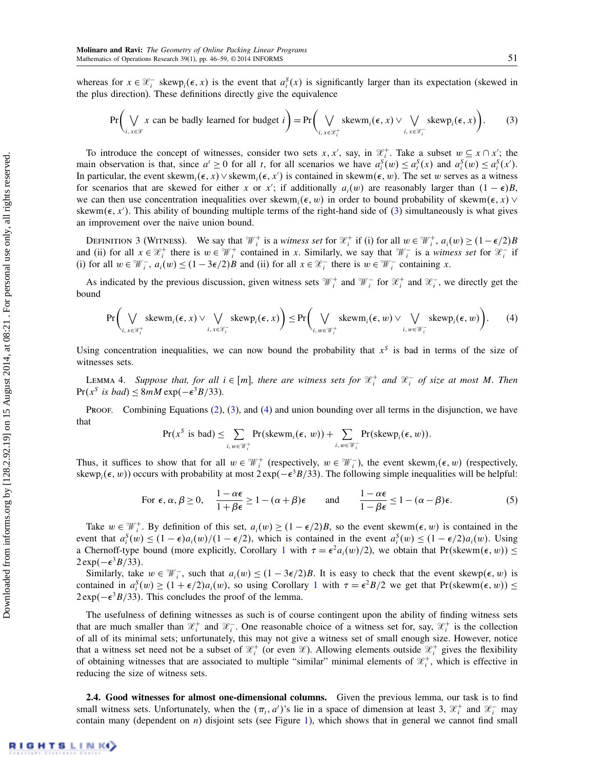whereas for $x \in \mathscr{X}_i^-$ $\text{skewp}_i(\epsilon, x)$ is the event that $a_i^S(x)$ is significantly larger than its expectation (skewed in the plus direction). These definitions directly give the equivalence

$$\Pr\left(\bigvee_{i,\, x\in\mathscr{X}} x \text{ can be badly learned for budget } i\right) = \Pr\left(\bigvee_{i,\, x\in\mathscr{X}_i^+} \text{skewm}_i(\epsilon, x) \vee \bigvee_{i,\, x\in\mathscr{X}_i^-} \text{skewp}_i(\epsilon, x)\right). \tag{3}$$

To introduce the concept of witnesses, consider two sets $x, x'$, say, in $\mathscr{X}_i^+$. Take a subset $w \subseteq x \cap x'$; the main observation is that, since $a^t \geq 0$ for all $t$, for all scenarios we have $a_i^S(w) \leq a_i^S(x)$ and $a_i^S(w) \leq a_i^S(x')$. In particular, the event $\text{skewm}_i(\epsilon, x) \vee \text{skewm}_i(\epsilon, x')$ is contained in $\text{skewm}(\epsilon, w)$. The set $w$ serves as a witness for scenarios that are skewed for either $x$ or $x'$; if additionally $a_i(w)$ are reasonably larger than $(1-\epsilon)B$, we can then use concentration inequalities over $\text{skewm}_i(\epsilon, w)$ in order to bound probability of $\text{skewm}(\epsilon, x) \vee \text{skewm}(\epsilon, x')$. This ability of bounding multiple terms of the right-hand side of (3) simultaneously is what gives an improvement over the naive union bound.

Definition 3 (Witness). We say that $\mathscr{W}_i^+$ is a *witness set* for $\mathscr{X}_i^+$ if (i) for all $w \in \mathscr{W}_i^+$, $a_i(w) \geq (1-\epsilon/2)B$ and (ii) for all $x \in \mathscr{X}_i^+$ there is $w \in \mathscr{W}_i^+$ contained in $x$. Similarly, we say that $\mathscr{W}_i^-$ is a *witness set* for $\mathscr{X}_i^-$ if (i) for all $w \in \mathscr{W}_i^-$, $a_i(w) \leq (1-3\epsilon/2)B$ and (ii) for all $x \in \mathscr{X}_i^-$ there is $w \in \mathscr{W}_i^-$ containing $x$.

As indicated by the previous discussion, given witness sets $\mathscr{W}_i^+$ and $\mathscr{W}_i^-$ for $\mathscr{X}_i^+$ and $\mathscr{X}_i^-$, we directly get the bound

$$\Pr\left(\bigvee_{i,\, x\in\mathscr{X}_i^+} \text{skewm}_i(\epsilon, x) \vee \bigvee_{i,\, x\in\mathscr{X}_i^-} \text{skewp}_i(\epsilon, x)\right) \leq \Pr\left(\bigvee_{i,\, w\in\mathscr{W}_i^+} \text{skewm}_i(\epsilon, w) \vee \bigvee_{i,\, w\in\mathscr{W}_i^-} \text{skewp}_i(\epsilon, w)\right). \tag{4}$$

Using concentration inequalities, we can now bound the probability that $x^S$ is bad in terms of the size of witnesses sets.

Lemma 4. *Suppose that, for all $i \in [m]$, there are witness sets for $\mathscr{X}_i^+$ and $\mathscr{X}_i^-$ of size at most $M$. Then $\Pr(x^S$ is bad$) \leq 8mM\exp(-\epsilon^3 B/33)$.*

Proof. Combining Equations (2), (3), and (4) and union bounding over all terms in the disjunction, we have that

$$\Pr(x^S \text{ is bad}) \leq \sum_{i,\, w\in\mathscr{W}_i^+} \Pr(\text{skewm}_i(\epsilon, w)) + \sum_{i,\, w\in\mathscr{W}_i^-} \Pr(\text{skewp}_i(\epsilon, w)).$$

Thus, it suffices to show that for all $w \in \mathscr{W}_i^+$ (respectively, $w \in \mathscr{W}_i^-$), the event $\text{skewm}_i(\epsilon, w)$ (respectively, $\text{skewp}_i(\epsilon, w)$) occurs with probability at most $2\exp(-\epsilon^3 B/33)$. The following simple inequalities will be helpful:

$$\text{For } \epsilon, \alpha, \beta \geq 0, \quad \frac{1-\alpha\epsilon}{1+\beta\epsilon} \geq 1-(\alpha+\beta)\epsilon \quad \text{and} \quad \frac{1-\alpha\epsilon}{1-\beta\epsilon} \leq 1-(\alpha-\beta)\epsilon. \tag{5}$$

Take $w \in \mathscr{W}_i^+$. By definition of this set, $a_i(w) \geq (1-\epsilon/2)B$, so the event $\text{skewm}(\epsilon, w)$ is contained in the event that $a_i^S(w) \leq (1-\epsilon)a_i(w)/(1-\epsilon/2)$, which is contained in the event $a_i^S(w) \leq (1-\epsilon/2)a_i(w)$. Using a Chernoff-type bound (more explicitly, Corollary 1 with $\tau = \epsilon^2 a_i(w)/2$), we obtain that $\Pr(\text{skewm}(\epsilon, w)) \leq 2\exp(-\epsilon^3 B/33)$.

Similarly, take $w \in \mathscr{W}_i^-$, such that $a_i(w) \leq (1-3\epsilon/2)B$. It is easy to check that the event $\text{skewp}(\epsilon, w)$ is contained in $a_i^S(w) \geq (1+\epsilon/2)a_i(w)$, so using Corollary 1 with $\tau = \epsilon^2 B/2$ we get that $\Pr(\text{skewm}(\epsilon, w)) \leq 2\exp(-\epsilon^3 B/33)$. This concludes the proof of the lemma.

The usefulness of defining witnesses as such is of course contingent upon the ability of finding witness sets that are much smaller than $\mathscr{X}_i^+$ and $\mathscr{X}_i^-$. One reasonable choice of a witness set for, say, $\mathscr{X}_i^+$ is the collection of all of its minimal sets; unfortunately, this may not give a witness set of small enough size. However, notice that a witness set need not be a subset of $\mathscr{X}_i^+$ (or even $\mathscr{X}$). Allowing elements outside $\mathscr{X}_i^+$ gives the flexibility of obtaining witnesses that are associated to multiple "similar" minimal elements of $\mathscr{X}_i^+$, which is effective in reducing the size of witness sets.

**2.4. Good witnesses for almost one-dimensional columns.** Given the previous lemma, our task is to find small witness sets. Unfortunately, when the $(\pi_t, a^t)$'s lie in a space of dimension at least 3, $\mathscr{X}_i^+$ and $\mathscr{X}_i^-$ may contain many (dependent on $n$) disjoint sets (see Figure 1), which shows that in general we cannot find small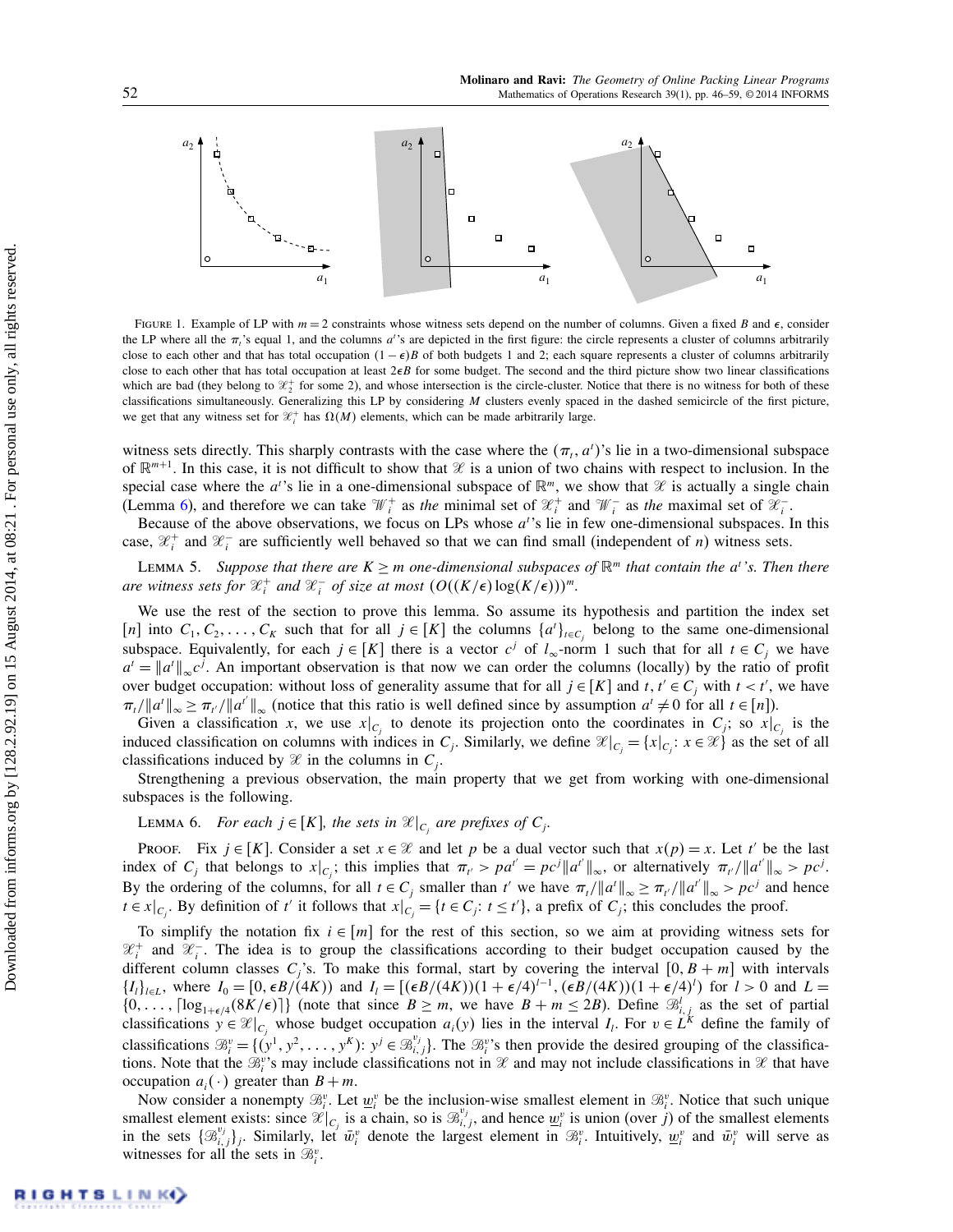FIGURE 1. Example of LP with $m = 2$ constraints whose witness sets depend on the number of columns. Given a fixed $B$ and $\epsilon$, consider the LP where all the $\pi_t$'s equal 1, and the columns $a^t$'s are depicted in the first figure: the circle represents a cluster of columns arbitrarily close to each other and that has total occupation $(1-\epsilon)B$ of both budgets 1 and 2; each square represents a cluster of columns arbitrarily close to each other that has total occupation at least $2\epsilon B$ for some budget. The second and the third picture show two linear classifications which are bad (they belong to $\mathscr{X}_2^+$ for some 2), and whose intersection is the circle-cluster. Notice that there is no witness for both of these classifications simultaneously. Generalizing this LP by considering $M$ clusters evenly spaced in the dashed semicircle of the first picture, we get that any witness set for $\mathscr{X}_i^+$ has $\Omega(M)$ elements, which can be made arbitrarily large.

witness sets directly. This sharply contrasts with the case where the $(\pi_t, a^t)$'s lie in a two-dimensional subspace of $\mathbb{R}^{m+1}$. In this case, it is not difficult to show that $\mathscr{X}$ is a union of two chains with respect to inclusion. In the special case where the $a^t$'s lie in a one-dimensional subspace of $\mathbb{R}^m$, we show that $\mathscr{X}$ is actually a single chain (Lemma 6), and therefore we can take $\mathscr{W}_i^+$ as *the* minimal set of $\mathscr{X}_i^+$ and $\mathscr{W}_i^-$ as *the* maximal set of $\mathscr{X}_i^-$.

Because of the above observations, we focus on LPs whose $a^t$'s lie in few one-dimensional subspaces. In this case, $\mathscr{X}_i^+$ and $\mathscr{X}_i^-$ are sufficiently well behaved so that we can find small (independent of $n$) witness sets.

LEMMA 5. *Suppose that there are $K \geq m$ one-dimensional subspaces of $\mathbb{R}^m$ that contain the $a^t$'s. Then there are witness sets for $\mathscr{X}_i^+$ and $\mathscr{X}_i^-$ of size at most $(O((K/\epsilon)\log(K/\epsilon)))^m$.*

We use the rest of the section to prove this lemma. So assume its hypothesis and partition the index set $[n]$ into $C_1, C_2, \ldots, C_K$ such that for all $j \in [K]$ the columns $\{a^t\}_{t\in C_j}$ belong to the same one-dimensional subspace. Equivalently, for each $j \in [K]$ there is a vector $c^j$ of $l_\infty$-norm 1 such that for all $t \in C_j$ we have $a^t = \|a^t\|_\infty c^j$. An important observation is that now we can order the columns (locally) by the ratio of profit over budget occupation: without loss of generality assume that for all $j \in [K]$ and $t, t' \in C_j$ with $t < t'$, we have $\pi_t/\|a^t\|_\infty \geq \pi_{t'}/\|a^{t'}\|_\infty$ (notice that this ratio is well defined since by assumption $a^t \neq 0$ for all $t \in [n]$).

Given a classification $x$, we use $x|_{C_j}$ to denote its projection onto the coordinates in $C_j$; so $x|_{C_j}$ is the induced classification on columns with indices in $C_j$. Similarly, we define $\mathscr{X}|_{C_j} = \{x|_{C_j} : x \in \mathscr{X}\}$ as the set of all classifications induced by $\mathscr{X}$ in the columns in $C_j$.

Strengthening a previous observation, the main property that we get from working with one-dimensional subspaces is the following.

LEMMA 6. *For each $j \in [K]$, the sets in $\mathscr{X}|_{C_j}$ are prefixes of $C_j$.*

PROOF. Fix $j \in [K]$. Consider a set $x \in \mathscr{X}$ and let $p$ be a dual vector such that $x(p) = x$. Let $t'$ be the last index of $C_j$ that belongs to $x|_{C_j}$; this implies that $\pi_{t'} > pa^{t'} = pc^j\|a^{t'}\|_\infty$, or alternatively $\pi_{t'}/\|a^{t'}\|_\infty > pc^j$. By the ordering of the columns, for all $t \in C_j$ smaller than $t'$ we have $\pi_t/\|a^t\|_\infty \geq \pi_{t'}/\|a^{t'}\|_\infty > pc^j$ and hence $t \in x|_{C_j}$. By definition of $t'$ it follows that $x|_{C_j} = \{t \in C_j : t \leq t'\}$, a prefix of $C_j$; this concludes the proof.

To simplify the notation fix $i \in [m]$ for the rest of this section, so we aim at providing witness sets for $\mathscr{X}_i^+$ and $\mathscr{X}_i^-$. The idea is to group the classifications according to their budget occupation caused by the different column classes $C_j$'s. To make this formal, start by covering the interval $[0, B+m]$ with intervals $\{I_l\}_{l\in L}$, where $I_0 = [0, \epsilon B/(4K))$ and $I_l = [(\epsilon B/(4K))(1+\epsilon/4)^{l-1}, (\epsilon B/(4K))(1+\epsilon/4)^l)$ for $l > 0$ and $L = \{0, \ldots, \lceil \log_{1+\epsilon/4}(8K/\epsilon)\rceil\}$ (note that since $B \geq m$, we have $B + m \leq 2B$). Define $\mathscr{B}_{i,j}^l$ as the set of partial classifications $y \in \mathscr{X}|_{C_j}$ whose budget occupation $a_i(y)$ lies in the interval $I_l$. For $v \in L^K$ define the family of classifications $\mathscr{B}_i^v = \{(y^1, y^2, \ldots, y^K) : y^j \in \mathscr{B}_{i,j}^{v_j}\}$. The $\mathscr{B}_i^v$'s then provide the desired grouping of the classifications. Note that the $\mathscr{B}_i^v$'s may include classifications not in $\mathscr{X}$ and may not include classifications in $\mathscr{X}$ that have occupation $a_i(\cdot)$ greater than $B+m$.

Now consider a nonempty $\mathscr{B}_i^v$. Let $\underline{w}_i^v$ be the inclusion-wise smallest element in $\mathscr{B}_i^v$. Notice that such unique smallest element exists: since $\mathscr{X}|_{C_j}$ is a chain, so is $\mathscr{B}_{i,j}^{v_j}$, and hence $\underline{w}_i^v$ is union (over $j$) of the smallest elements in the sets $\{\mathscr{B}_{i,j}^{v_j}\}_j$. Similarly, let $\bar{w}_i^v$ denote the largest element in $\mathscr{B}_i^v$. Intuitively, $\underline{w}_i^v$ and $\bar{w}_i^v$ will serve as witnesses for all the sets in $\mathscr{B}_i^v$.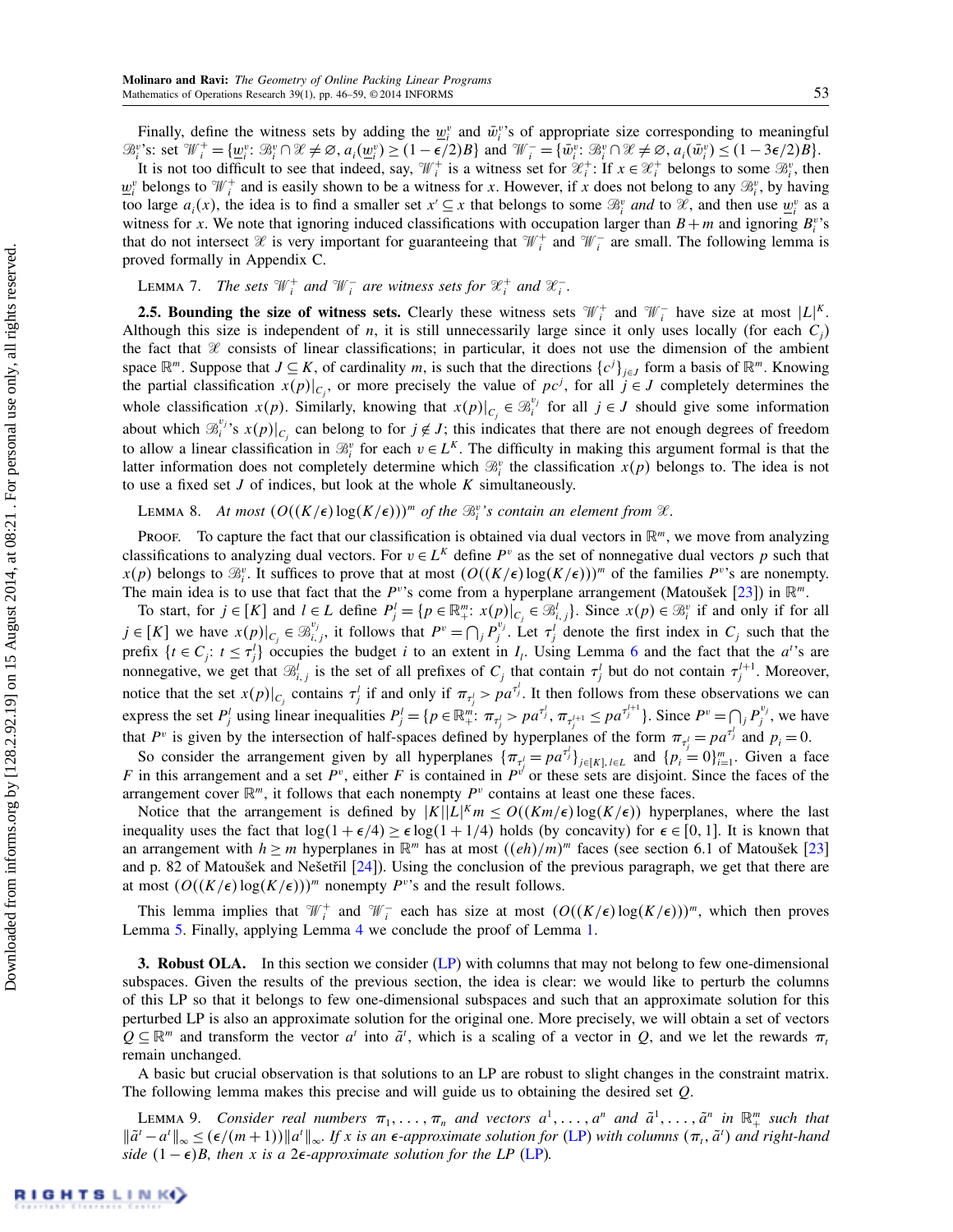Finally, define the witness sets by adding the $\underline{w}_i^v$ and $\bar{w}_i^v$'s of appropriate size corresponding to meaningful $\mathcal{B}_i^v$'s: set $\mathcal{W}_i^+ = \{\underline{w}_i^v: \mathcal{B}_i^v \cap \mathcal{X} \neq \varnothing, a_i(\underline{w}_i^v) \geq (1-\epsilon/2)B\}$ and $\mathcal{W}_i^- = \{\bar{w}_i^v: \mathcal{B}_i^v \cap \mathcal{X} \neq \varnothing, a_i(\bar{w}_i^v) \leq (1-3\epsilon/2)B\}$.

It is not too difficult to see that indeed, say, $\mathcal{W}_i^+$ is a witness set for $\mathcal{X}_i^+$: If $x \in \mathcal{X}_i^+$ belongs to some $\mathcal{B}_i^v$, then $\underline{w}_i^v$ belongs to $\mathcal{W}_i^+$ and is easily shown to be a witness for $x$. However, if $x$ does not belong to any $\mathcal{B}_i^v$, by having too large $a_i(x)$, the idea is to find a smaller set $x' \subseteq x$ that belongs to some $\mathcal{B}_i^v$ *and* to $\mathcal{X}$, and then use $\underline{w}_i^v$ as a witness for $x$. We note that ignoring induced classifications with occupation larger than $B+m$ and ignoring $B_i^v$'s that do not intersect $\mathcal{X}$ is very important for guaranteeing that $\mathcal{W}_i^+$ and $\mathcal{W}_i^-$ are small. The following lemma is proved formally in Appendix C.

Lemma 7. *The sets $\mathcal{W}_i^+$ and $\mathcal{W}_i^-$ are witness sets for $\mathcal{X}_i^+$ and $\mathcal{X}_i^-$.*

**2.5. Bounding the size of witness sets.** Clearly these witness sets $\mathcal{W}_i^+$ and $\mathcal{W}_i^-$ have size at most $|L|^K$. Although this size is independent of $n$, it is still unnecessarily large since it only uses locally (for each $C_j$) the fact that $\mathcal{X}$ consists of linear classifications; in particular, it does not use the dimension of the ambient space $\mathbb{R}^m$. Suppose that $J \subseteq K$, of cardinality $m$, is such that the directions $\{c^j\}_{j\in J}$ form a basis of $\mathbb{R}^m$. Knowing the partial classification $x(p)|_{C_j}$, or more precisely the value of $pc^j$, for all $j \in J$ completely determines the whole classification $x(p)$. Similarly, knowing that $x(p)|_{C_j} \in \mathcal{B}_i^{v_j}$ for all $j \in J$ should give some information about which $\mathcal{B}_i^{v_j}$'s $x(p)|_{C_j}$ can belong to for $j \notin J$; this indicates that there are not enough degrees of freedom to allow a linear classification in $\mathcal{B}_i^v$ for each $v \in L^K$. The difficulty in making this argument formal is that the latter information does not completely determine which $\mathcal{B}_i^v$ the classification $x(p)$ belongs to. The idea is not to use a fixed set $J$ of indices, but look at the whole $K$ simultaneously.

Lemma 8. *At most $(O((K/\epsilon)\log(K/\epsilon)))^m$ of the $\mathcal{B}_i^v$'s contain an element from $\mathcal{X}$.*

Proof. To capture the fact that our classification is obtained via dual vectors in $\mathbb{R}^m$, we move from analyzing classifications to analyzing dual vectors. For $v \in L^K$ define $P^v$ as the set of nonnegative dual vectors $p$ such that $x(p)$ belongs to $\mathcal{B}_i^v$. It suffices to prove that at most $(O((K/\epsilon)\log(K/\epsilon)))^m$ of the families $P^v$'s are nonempty. The main idea is to use that fact that the $P^v$'s come from a hyperplane arrangement (Matoušek [23]) in $\mathbb{R}^m$.

To start, for $j \in [K]$ and $l \in L$ define $P_j^l = \{p \in \mathbb{R}_+^m: x(p)|_{C_j} \in \mathcal{B}_{i,j}^l\}$. Since $x(p) \in \mathcal{B}_i^v$ if and only if for all $j \in [K]$ we have $x(p)|_{C_j} \in \mathcal{B}_{i,j}^{v_j}$, it follows that $P^v = \bigcap_j P_j^{v_j}$. Let $\tau_j^l$ denote the first index in $C_j$ such that the prefix $\{t \in C_j: t \leq \tau_j^l\}$ occupies the budget $i$ to an extent in $I_l$. Using Lemma 6 and the fact that the $a^t$'s are nonnegative, we get that $\mathcal{B}_{i,j}^l$ is the set of all prefixes of $C_j$ that contain $\tau_j^l$ but do not contain $\tau_j^{l+1}$. Moreover, notice that the set $x(p)|_{C_j}$ contains $\tau_j^l$ if and only if $\pi_{\tau_j^l} > pa^{\tau_j^l}$. It then follows from these observations we can express the set $P_j^l$ using linear inequalities $P_j^l = \{p \in \mathbb{R}_+^m: \pi_{\tau_j^l} > pa^{\tau_j^l}, \pi_{\tau_j^{l+1}} \leq pa^{\tau_j^{l+1}}\}$. Since $P^v = \bigcap_j P_j^{v_j}$, we have that $P^v$ is given by the intersection of half-spaces defined by hyperplanes of the form $\pi_{\tau_j^l} = pa^{\tau_j^l}$ and $p_i = 0$.

So consider the arrangement given by all hyperplanes $\{\pi_{\tau_j^l} = pa^{\tau_j^l}\}_{j\in[K], l\in L}$ and $\{p_i = 0\}_{i=1}^m$. Given a face $F$ in this arrangement and a set $P^v$, either $F$ is contained in $P^{v}$ or these sets are disjoint. Since the faces of the arrangement cover $\mathbb{R}^m$, it follows that each nonempty $P^v$ contains at least one these faces.

Notice that the arrangement is defined by $|K||L|^K m \leq O((Km/\epsilon)\log(K/\epsilon))$ hyperplanes, where the last inequality uses the fact that $\log(1+\epsilon/4) \geq \epsilon \log(1+1/4)$ holds (by concavity) for $\epsilon \in [0,1]$. It is known that an arrangement with $h \geq m$ hyperplanes in $\mathbb{R}^m$ has at most $((eh)/m)^m$ faces (see section 6.1 of Matoušek [23] and p. 82 of Matoušek and Nešetřil [24]). Using the conclusion of the previous paragraph, we get that there are at most $(O((K/\epsilon)\log(K/\epsilon)))^m$ nonempty $P^v$'s and the result follows.

This lemma implies that $\mathcal{W}_i^+$ and $\mathcal{W}_i^-$ each has size at most $(O((K/\epsilon)\log(K/\epsilon)))^m$, which then proves Lemma 5. Finally, applying Lemma 4 we conclude the proof of Lemma 1.

## 3. Robust OLA.

In this section we consider (LP) with columns that may not belong to few one-dimensional subspaces. Given the results of the previous section, the idea is clear: we would like to perturb the columns of this LP so that it belongs to few one-dimensional subspaces and such that an approximate solution for this perturbed LP is also an approximate solution for the original one. More precisely, we will obtain a set of vectors $Q \subseteq \mathbb{R}^m$ and transform the vector $a^t$ into $\tilde{a}^t$, which is a scaling of a vector in $Q$, and we let the rewards $\pi_t$ remain unchanged.

A basic but crucial observation is that solutions to an LP are robust to slight changes in the constraint matrix. The following lemma makes this precise and will guide us to obtaining the desired set $Q$.

Lemma 9. *Consider real numbers $\pi_1, \ldots, \pi_n$ and vectors $a^1, \ldots, a^n$ and $\tilde{a}^1, \ldots, \tilde{a}^n$ in $\mathbb{R}_+^m$ such that $\|\tilde{a}^t - a^t\|_\infty \leq (\epsilon/(m+1))\|a^t\|_\infty$. If $x$ is an $\epsilon$-approximate solution for (LP) with columns $(\pi_t, \tilde{a}^t)$ and right-hand side $(1-\epsilon)B$, then $x$ is a $2\epsilon$-approximate solution for the LP (LP).*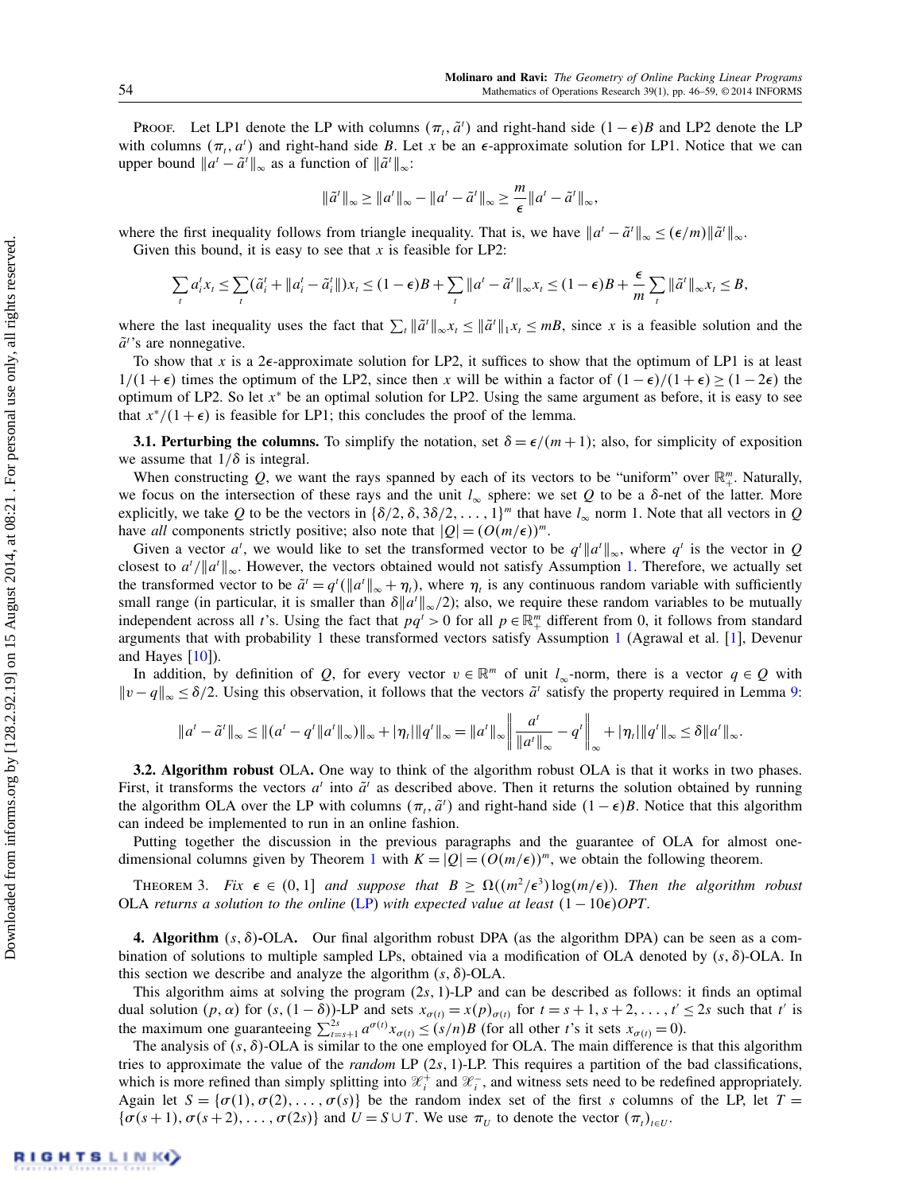Proof. Let LP1 denote the LP with columns $(\pi_t, \tilde{a}^t)$ and right-hand side $(1-\epsilon)B$ and LP2 denote the LP with columns $(\pi_t, a^t)$ and right-hand side $B$. Let $x$ be an $\epsilon$-approximate solution for LP1. Notice that we can upper bound $\|a^t - \tilde{a}^t\|_\infty$ as a function of $\|\tilde{a}^t\|_\infty$:

$$\|\tilde{a}^t\|_\infty \geq \|a^t\|_\infty - \|a^t - \tilde{a}^t\|_\infty \geq \frac{m}{\epsilon}\|a^t - \tilde{a}^t\|_\infty,$$

where the first inequality follows from triangle inequality. That is, we have $\|a^t - \tilde{a}^t\|_\infty \leq (\epsilon/m)\|\tilde{a}^t\|_\infty$.

Given this bound, it is easy to see that $x$ is feasible for LP2:

$$\sum_t a_i^t x_t \leq \sum_t (\tilde{a}_i^t + \|a_i^t - \tilde{a}_i^t\|) x_t \leq (1-\epsilon)B + \sum_t \|a^t - \tilde{a}^t\|_\infty x_t \leq (1-\epsilon)B + \frac{\epsilon}{m}\sum_t \|\tilde{a}^t\|_\infty x_t \leq B,$$

where the last inequality uses the fact that $\sum_t \|\tilde{a}^t\|_\infty x_t \leq \|\tilde{a}^t\|_1 x_t \leq mB$, since $x$ is a feasible solution and the $\tilde{a}^t$'s are nonnegative.

To show that $x$ is a $2\epsilon$-approximate solution for LP2, it suffices to show that the optimum of LP1 is at least $1/(1+\epsilon)$ times the optimum of the LP2, since then $x$ will be within a factor of $(1-\epsilon)/(1+\epsilon) \geq (1-2\epsilon)$ the optimum of LP2. So let $x^*$ be an optimal solution for LP2. Using the same argument as before, it is easy to see that $x^*/(1+\epsilon)$ is feasible for LP1; this concludes the proof of the lemma.

**3.1. Perturbing the columns.** To simplify the notation, set $\delta = \epsilon/(m+1)$; also, for simplicity of exposition we assume that $1/\delta$ is integral.

When constructing $Q$, we want the rays spanned by each of its vectors to be "uniform" over $\mathbb{R}_+^m$. Naturally, we focus on the intersection of these rays and the unit $l_\infty$ sphere: we set $Q$ to be a $\delta$-net of the latter. More explicitly, we take $Q$ to be the vectors in $\{\delta/2, \delta, 3\delta/2, \ldots, 1\}^m$ that have $l_\infty$ norm 1. Note that all vectors in $Q$ have *all* components strictly positive; also note that $|Q| = (O(m/\epsilon))^m$.

Given a vector $a^t$, we would like to set the transformed vector to be $q^t\|a^t\|_\infty$, where $q^t$ is the vector in $Q$ closest to $a^t/\|a^t\|_\infty$. However, the vectors obtained would not satisfy Assumption 1. Therefore, we actually set the transformed vector to be $\tilde{a}^t = q^t(\|a^t\|_\infty + \eta_t)$, where $\eta_t$ is any continuous random variable with sufficiently small range (in particular, it is smaller than $\delta\|a^t\|_\infty/2$); also, we require these random variables to be mutually independent across all $t$'s. Using the fact that $pq^t > 0$ for all $p \in \mathbb{R}_+^m$ different from 0, it follows from standard arguments that with probability 1 these transformed vectors satisfy Assumption 1 (Agrawal et al. [1], Devenur and Hayes [10]).

In addition, by definition of $Q$, for every vector $v \in \mathbb{R}^m$ of unit $l_\infty$-norm, there is a vector $q \in Q$ with $\|v - q\|_\infty \leq \delta/2$. Using this observation, it follows that the vectors $\tilde{a}^t$ satisfy the property required in Lemma 9:

$$\|a^t - \tilde{a}^t\|_\infty \leq \|(a^t - q^t\|a^t\|_\infty)\|_\infty + |\eta_t|\|q^t\|_\infty = \|a^t\|_\infty \left\|\frac{a^t}{\|a^t\|_\infty} - q^t\right\|_\infty + |\eta_t|\|q^t\|_\infty \leq \delta\|a^t\|_\infty.$$

**3.2. Algorithm robust OLA.** One way to think of the algorithm robust OLA is that it works in two phases. First, it transforms the vectors $a^t$ into $\tilde{a}^t$ as described above. Then it returns the solution obtained by running the algorithm OLA over the LP with columns $(\pi_t, \tilde{a}^t)$ and right-hand side $(1-\epsilon)B$. Notice that this algorithm can indeed be implemented to run in an online fashion.

Putting together the discussion in the previous paragraphs and the guarantee of OLA for almost one-dimensional columns given by Theorem 1 with $K = |Q| = (O(m/\epsilon))^m$, we obtain the following theorem.

Theorem 3. *Fix* $\epsilon \in (0, 1]$ *and suppose that* $B \geq \Omega((m^2/\epsilon^3)\log(m/\epsilon))$. *Then the algorithm robust OLA returns a solution to the online* (LP) *with expected value at least* $(1-10\epsilon)OPT$.

**4. Algorithm $(s, \delta)$-OLA.** Our final algorithm robust DPA (as the algorithm DPA) can be seen as a combination of solutions to multiple sampled LPs, obtained via a modification of OLA denoted by $(s, \delta)$-OLA. In this section we describe and analyze the algorithm $(s, \delta)$-OLA.

This algorithm aims at solving the program $(2s, 1)$-LP and can be described as follows: it finds an optimal dual solution $(p, \alpha)$ for $(s, (1-\delta))$-LP and sets $x_{\sigma(t)} = x(p)_{\sigma(t)}$ for $t = s+1, s+2, \ldots, t' \leq 2s$ such that $t'$ is the maximum one guaranteeing $\sum_{t=s+1}^{2s} a^{\sigma(t)} x_{\sigma(t)} \leq (s/n)B$ (for all other $t$'s it sets $x_{\sigma(t)} = 0$).

The analysis of $(s, \delta)$-OLA is similar to the one employed for OLA. The main difference is that this algorithm tries to approximate the value of the *random* LP $(2s, 1)$-LP. This requires a partition of the bad classifications, which is more refined than simply splitting into $\mathscr{X}_i^+$ and $\mathscr{X}_i^-$, and witness sets need to be redefined appropriately. Again let $S = \{\sigma(1), \sigma(2), \ldots, \sigma(s)\}$ be the random index set of the first $s$ columns of the LP, let $T = \{\sigma(s+1), \sigma(s+2), \ldots, \sigma(2s)\}$ and $U = S \cup T$. We use $\pi_U$ to denote the vector $(\pi_t)_{t \in U}$.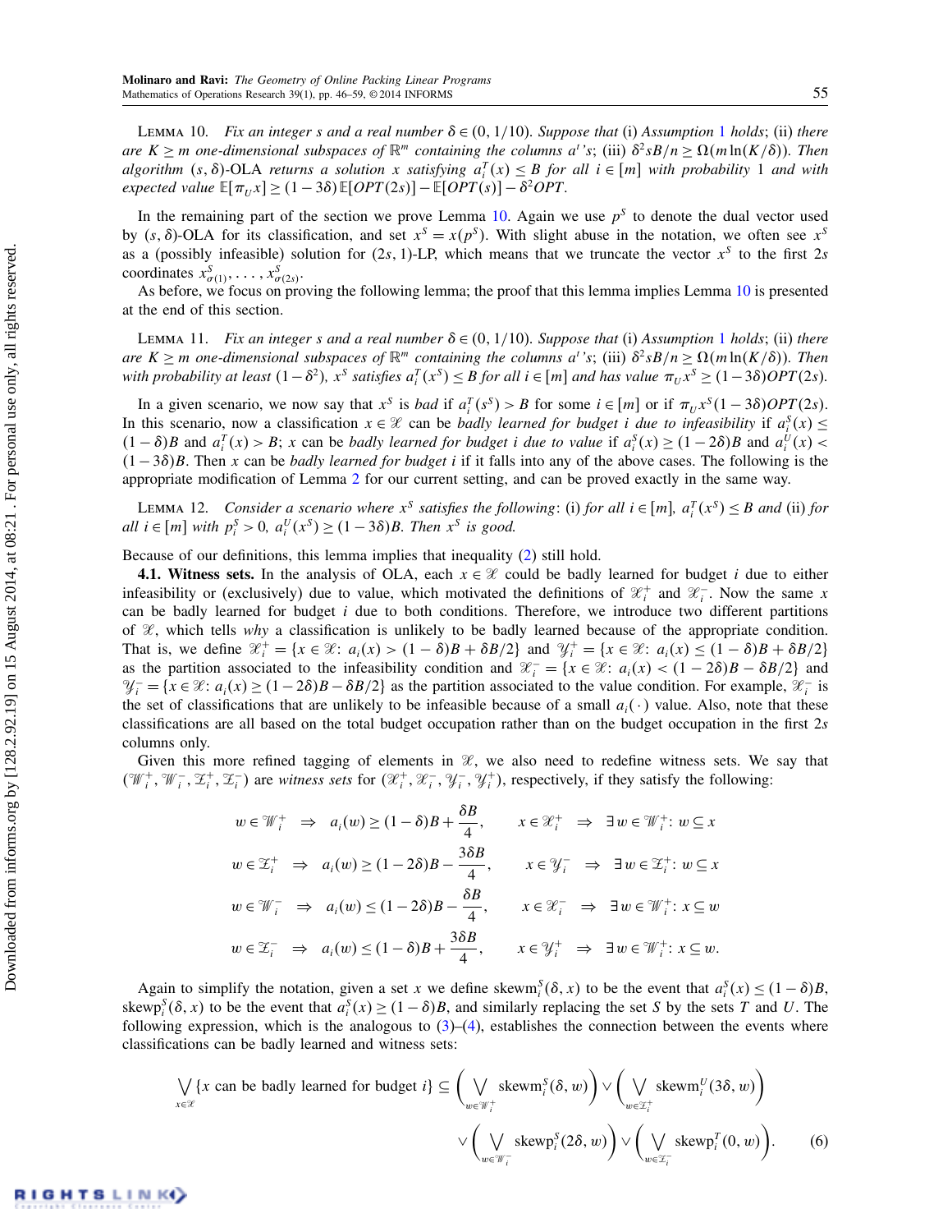**Lemma 10.** *Fix an integer $s$ and a real number $\delta \in (0, 1/10)$. Suppose that* (i) *Assumption 1 holds*; (ii) *there are $K \geq m$ one-dimensional subspaces of $\mathbb{R}^m$ containing the columns $a^t$'s*; (iii) $\delta^2 sB/n \geq \Omega(m \ln(K/\delta))$. *Then algorithm $(s, \delta)$-OLA returns a solution $x$ satisfying $a_i^T(x) \leq B$ for all $i \in [m]$ with probability 1 and with expected value $\mathbb{E}[\pi_U x] \geq (1 - 3\delta)\,\mathbb{E}[OPT(2s)] - \mathbb{E}[OPT(s)] - \delta^2 OPT$.*

In the remaining part of the section we prove Lemma 10. Again we use $p^S$ to denote the dual vector used by $(s, \delta)$-OLA for its classification, and set $x^S = x(p^S)$. With slight abuse in the notation, we often see $x^S$ as a (possibly infeasible) solution for $(2s, 1)$-LP, which means that we truncate the vector $x^S$ to the first $2s$ coordinates $x^S_{\sigma(1)}, \ldots, x^S_{\sigma(2s)}$.

As before, we focus on proving the following lemma; the proof that this lemma implies Lemma 10 is presented at the end of this section.

**Lemma 11.** *Fix an integer $s$ and a real number $\delta \in (0, 1/10)$. Suppose that* (i) *Assumption 1 holds*; (ii) *there are $K \geq m$ one-dimensional subspaces of $\mathbb{R}^m$ containing the columns $a^t$'s*; (iii) $\delta^2 sB/n \geq \Omega(m \ln(K/\delta))$. *Then with probability at least $(1 - \delta^2)$, $x^S$ satisfies $a_i^T(x^S) \leq B$ for all $i \in [m]$ and has value $\pi_U x^S \geq (1 - 3\delta) OPT(2s)$.*

In a given scenario, we now say that $x^S$ is *bad* if $a_i^T(s^S) > B$ for some $i \in [m]$ or if $\pi_U x^S (1 - 3\delta) OPT(2s)$. In this scenario, now a classification $x \in \mathscr{X}$ can be *badly learned for budget $i$ due to infeasibility* if $a_i^S(x) \leq (1 - \delta)B$ and $a_i^T(x) > B$; $x$ can be *badly learned for budget $i$ due to value* if $a_i^S(x) \geq (1 - 2\delta)B$ and $a_i^U(x) < (1 - 3\delta)B$. Then $x$ can be *badly learned for budget $i$* if it falls into any of the above cases. The following is the appropriate modification of Lemma 2 for our current setting, and can be proved exactly in the same way.

**Lemma 12.** *Consider a scenario where $x^S$ satisfies the following*: (i) *for all $i \in [m]$, $a_i^T(x^S) \leq B$ and* (ii) *for all $i \in [m]$ with $p_i^S > 0$, $a_i^U(x^S) \geq (1 - 3\delta)B$. Then $x^S$ is good.*

Because of our definitions, this lemma implies that inequality (2) still hold.

**4.1. Witness sets.** In the analysis of OLA, each $x \in \mathscr{X}$ could be badly learned for budget $i$ due to either infeasibility or (exclusively) due to value, which motivated the definitions of $\mathscr{X}_i^+$ and $\mathscr{X}_i^-$. Now the same $x$ can be badly learned for budget $i$ due to both conditions. Therefore, we introduce two different partitions of $\mathscr{X}$, which tells *why* a classification is unlikely to be badly learned because of the appropriate condition. That is, we define $\mathscr{X}_i^+ = \{x \in \mathscr{X}\colon a_i(x) > (1 - \delta)B + \delta B/2\}$ and $\mathscr{Y}_i^+ = \{x \in \mathscr{X}\colon a_i(x) \leq (1 - \delta)B + \delta B/2\}$ as the partition associated to the infeasibility condition and $\mathscr{X}_i^- = \{x \in \mathscr{X}\colon a_i(x) < (1 - 2\delta)B - \delta B/2\}$ and $\mathscr{Y}_i^- = \{x \in \mathscr{X}\colon a_i(x) \geq (1 - 2\delta)B - \delta B/2\}$ as the partition associated to the value condition. For example, $\mathscr{X}_i^-$ is the set of classifications that are unlikely to be infeasible because of a small $a_i(\cdot)$ value. Also, note that these classifications are all based on the total budget occupation rather than on the budget occupation in the first $2s$ columns only.

Given this more refined tagging of elements in $\mathscr{X}$, we also need to redefine witness sets. We say that $(\mathscr{W}_i^+, \mathscr{W}_i^-, \mathscr{Z}_i^+, \mathscr{Z}_i^-)$ are *witness sets* for $(\mathscr{X}_i^+, \mathscr{X}_i^-, \mathscr{Y}_i^-, \mathscr{Y}_i^+)$, respectively, if they satisfy the following:

$$
\begin{aligned}
w \in \mathscr{W}_i^+ \;&\Rightarrow\; a_i(w) \geq (1 - \delta)B + \frac{\delta B}{4}, && x \in \mathscr{X}_i^+ \;\Rightarrow\; \exists\, w \in \mathscr{W}_i^+\colon w \subseteq x\\
w \in \mathscr{Z}_i^+ \;&\Rightarrow\; a_i(w) \geq (1 - 2\delta)B - \frac{3\delta B}{4}, && x \in \mathscr{Y}_i^- \;\Rightarrow\; \exists\, w \in \mathscr{Z}_i^+\colon w \subseteq x\\
w \in \mathscr{W}_i^- \;&\Rightarrow\; a_i(w) \leq (1 - 2\delta)B - \frac{\delta B}{4}, && x \in \mathscr{X}_i^- \;\Rightarrow\; \exists\, w \in \mathscr{W}_i^+\colon x \subseteq w\\
w \in \mathscr{Z}_i^- \;&\Rightarrow\; a_i(w) \leq (1 - \delta)B + \frac{3\delta B}{4}, && x \in \mathscr{Y}_i^+ \;\Rightarrow\; \exists\, w \in \mathscr{W}_i^+\colon x \subseteq w.
\end{aligned}
$$

Again to simplify the notation, given a set $x$ we define $\text{skewm}_i^S(\delta, x)$ to be the event that $a_i^S(x) \leq (1 - \delta)B$, $\text{skewp}_i^S(\delta, x)$ to be the event that $a_i^S(x) \geq (1 - \delta)B$, and similarly replacing the set $S$ by the sets $T$ and $U$. The following expression, which is the analogous to (3)–(4), establishes the connection between the events where classifications can be badly learned and witness sets:

$$
\begin{aligned}
\bigvee_{x \in \mathscr{X}} \{x \text{ can be badly learned for budget } i\} \subseteq{}& \left(\bigvee_{w \in \mathscr{W}_i^+} \text{skewm}_i^S(\delta, w)\right) \vee \left(\bigvee_{w \in \mathscr{Z}_i^+} \text{skewm}_i^U(3\delta, w)\right)\\
&\vee \left(\bigvee_{w \in \mathscr{W}_i^-} \text{skewp}_i^S(2\delta, w)\right) \vee \left(\bigvee_{w \in \mathscr{Z}_i^-} \text{skewp}_i^T(0, w)\right).
\end{aligned}
\tag{6}
$$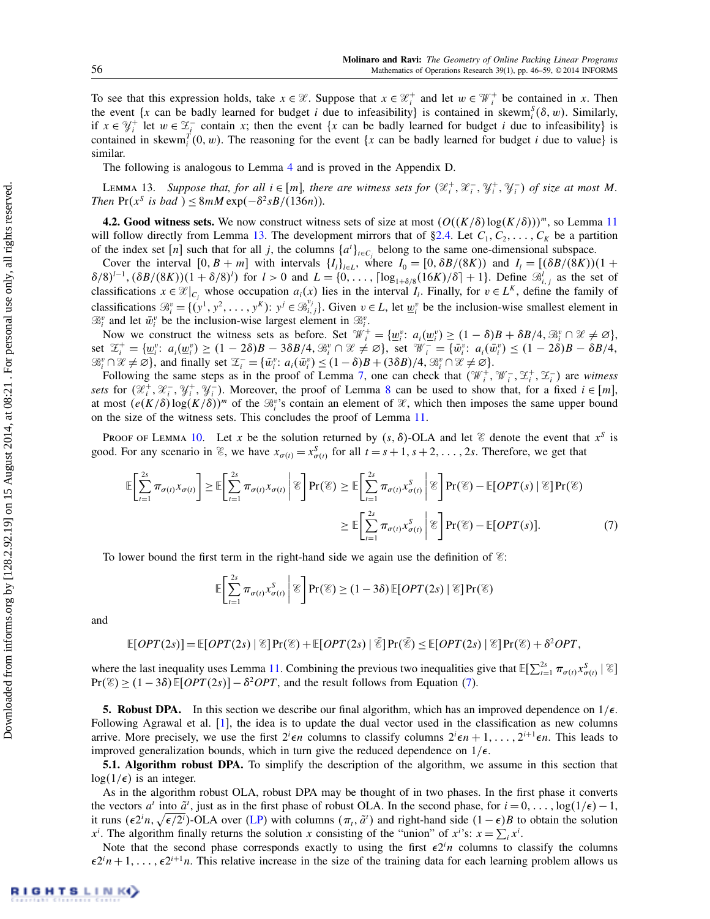To see that this expression holds, take $x \in \mathscr{X}$. Suppose that $x \in \mathscr{X}_i^+$ and let $w \in \mathscr{W}_i^+$ be contained in $x$. Then the event {$x$ can be badly learned for budget $i$ due to infeasibility} is contained in $\text{skewm}_i^S(\delta, w)$. Similarly, if $x \in \mathscr{Y}_i^+$ let $w \in \mathscr{Z}_i^-$ contain $x$; then the event {$x$ can be badly learned for budget $i$ due to infeasibility} is contained in $\text{skewm}_i^T(0, w)$. The reasoning for the event {$x$ can be badly learned for budget $i$ due to value} is similar.

The following is analogous to Lemma 4 and is proved in the Appendix D.

Lemma 13. *Suppose that, for all $i \in [m]$, there are witness sets for $(\mathscr{X}_i^+, \mathscr{X}_i^-, \mathscr{Y}_i^+, \mathscr{Y}_i^-)$ of size at most $M$. Then $\Pr(x^S$ is bad $) \le 8mM \exp(-\delta^2 sB/(136n))$.*

**4.2. Good witness sets.** We now construct witness sets of size at most $(O((K/\delta)\log(K/\delta)))^m$, so Lemma 11 will follow directly from Lemma 13. The development mirrors that of §2.4. Let $C_1, C_2, \ldots, C_K$ be a partition of the index set $[n]$ such that for all $j$, the columns $\{a^t\}_{t \in C_j}$ belong to the same one-dimensional subspace.

Cover the interval $[0, B+m]$ with intervals $\{I_l\}_{l \in L}$, where $I_0 = [0, \delta B/(8K))$ and $I_l = [(\delta B/(8K))(1+\delta/8)^{l-1}, (\delta B/(8K))(1+\delta/8)^l)$ for $l > 0$ and $L = \{0, \ldots, \lceil \log_{1+\delta/8}(16K)/\delta \rceil + 1\}$. Define $\mathscr{B}_{i,j}^l$ as the set of classifications $x \in \mathscr{X}|_{C_j}$ whose occupation $a_i(x)$ lies in the interval $I_l$. Finally, for $v \in L^K$, define the family of classifications $\mathscr{B}_i^v = \{(y^1, y^2, \ldots, y^K)\colon y^j \in \mathscr{B}_{i,j}^{v_j}\}$. Given $v \in L$, let $\underline{w}_i^v$ be the inclusion-wise smallest element in $\mathscr{B}_i^v$ and let $\bar{w}_i^v$ be the inclusion-wise largest element in $\mathscr{B}_i^v$.

Now we construct the witness sets as before. Set $\mathscr{W}_i^+ = \{\underline{w}_i^v\colon a_i(\underline{w}_i^v) \ge (1-\delta)B + \delta B/4, \mathscr{B}_i^v \cap \mathscr{X} \neq \varnothing\}$, set $\mathscr{Z}_i^+ = \{\underline{w}_i^v\colon a_i(\underline{w}_i^v) \ge (1-2\delta)B - 3\delta B/4, \mathscr{B}_i^v \cap \mathscr{X} \neq \varnothing\}$, set $\mathscr{W}_i^- = \{\bar{w}_i^v\colon a_i(\bar{w}_i^v) \le (1-2\delta)B - \delta B/4, \mathscr{B}_i^v \cap \mathscr{X} \neq \varnothing\}$, and finally set $\mathscr{Z}_i^- = \{\bar{w}_i^v\colon a_i(\bar{w}_i^v) \le (1-\delta)B + (3\delta B)/4, \mathscr{B}_i^v \cap \mathscr{X} \neq \varnothing\}$.

Following the same steps as in the proof of Lemma 7, one can check that $(\mathscr{W}_i^+, \mathscr{W}_i^-, \mathscr{Z}_i^+, \mathscr{Z}_i^-)$ are *witness sets* for $(\mathscr{X}_i^+, \mathscr{X}_i^-, \mathscr{Y}_i^+, \mathscr{Y}_i^-)$. Moreover, the proof of Lemma 8 can be used to show that, for a fixed $i \in [m]$, at most $(e(K/\delta)\log(K/\delta))^m$ of the $\mathscr{B}_i^v$'s contain an element of $\mathscr{X}$, which then imposes the same upper bound on the size of the witness sets. This concludes the proof of Lemma 11.

Proof of Lemma 10. Let $x$ be the solution returned by $(s, \delta)$-OLA and let $\mathscr{E}$ denote the event that $x^S$ is good. For any scenario in $\mathscr{E}$, we have $x_{\sigma(t)} = x^S_{\sigma(t)}$ for all $t = s+1, s+2, \ldots, 2s$. Therefore, we get that

$$\mathbb{E}\left[\sum_{t=1}^{2s} \pi_{\sigma(t)} x_{\sigma(t)}\right] \ge \mathbb{E}\left[\sum_{t=1}^{2s} \pi_{\sigma(t)} x_{\sigma(t)} \,\middle|\, \mathscr{E}\right] \Pr(\mathscr{E}) \ge \mathbb{E}\left[\sum_{t=1}^{2s} \pi_{\sigma(t)} x^S_{\sigma(t)} \,\middle|\, \mathscr{E}\right] \Pr(\mathscr{E}) - \mathbb{E}[OPT(s) \mid \mathscr{E}] \Pr(\mathscr{E})$$

$$\ge \mathbb{E}\left[\sum_{t=1}^{2s} \pi_{\sigma(t)} x^S_{\sigma(t)} \,\middle|\, \mathscr{E}\right] \Pr(\mathscr{E}) - \mathbb{E}[OPT(s)]. \tag{7}$$

To lower bound the first term in the right-hand side we again use the definition of $\mathscr{E}$:

$$\mathbb{E}\left[\sum_{t=1}^{2s} \pi_{\sigma(t)} x^S_{\sigma(t)} \,\middle|\, \mathscr{E}\right] \Pr(\mathscr{E}) \ge (1-3\delta)\,\mathbb{E}[OPT(2s) \mid \mathscr{E}] \Pr(\mathscr{E})$$

and

$$\mathbb{E}[OPT(2s)] = \mathbb{E}[OPT(2s) \mid \mathscr{E}] \Pr(\mathscr{E}) + \mathbb{E}[OPT(2s) \mid \bar{\mathscr{E}}] \Pr(\bar{\mathscr{E}}) \le \mathbb{E}[OPT(2s) \mid \mathscr{E}] \Pr(\mathscr{E}) + \delta^2 OPT,$$

where the last inequality uses Lemma 11. Combining the previous two inequalities give that $\mathbb{E}[\sum_{t=1}^{2s} \pi_{\sigma(t)} x^S_{\sigma(t)} \mid \mathscr{E}] \Pr(\mathscr{E}) \ge (1-3\delta)\,\mathbb{E}[OPT(2s)] - \delta^2 OPT$, and the result follows from Equation (7).

## 5. Robust DPA.

In this section we describe our final algorithm, which has an improved dependence on $1/\epsilon$. Following Agrawal et al. [1], the idea is to update the dual vector used in the classification as new columns arrive. More precisely, we use the first $2^i\epsilon n$ columns to classify columns $2^i\epsilon n + 1, \ldots, 2^{i+1}\epsilon n$. This leads to improved generalization bounds, which in turn give the reduced dependence on $1/\epsilon$.

**5.1. Algorithm robust DPA.** To simplify the description of the algorithm, we assume in this section that $\log(1/\epsilon)$ is an integer.

As in the algorithm robust OLA, robust DPA may be thought of in two phases. In the first phase it converts the vectors $a^t$ into $\tilde{a}^t$, just as in the first phase of robust OLA. In the second phase, for $i = 0, \ldots, \log(1/\epsilon) - 1$, it runs $(\epsilon 2^i n, \sqrt{\epsilon/2^i})$-OLA over (LP) with columns $(\pi_t, \tilde{a}^t)$ and right-hand side $(1-\epsilon)B$ to obtain the solution $x^i$. The algorithm finally returns the solution $x$ consisting of the "union" of $x^i$'s: $x = \sum_i x^i$.

Note that the second phase corresponds exactly to using the first $\epsilon 2^i n$ columns to classify the columns $\epsilon 2^i n + 1, \ldots, \epsilon 2^{i+1} n$. This relative increase in the size of the training data for each learning problem allows us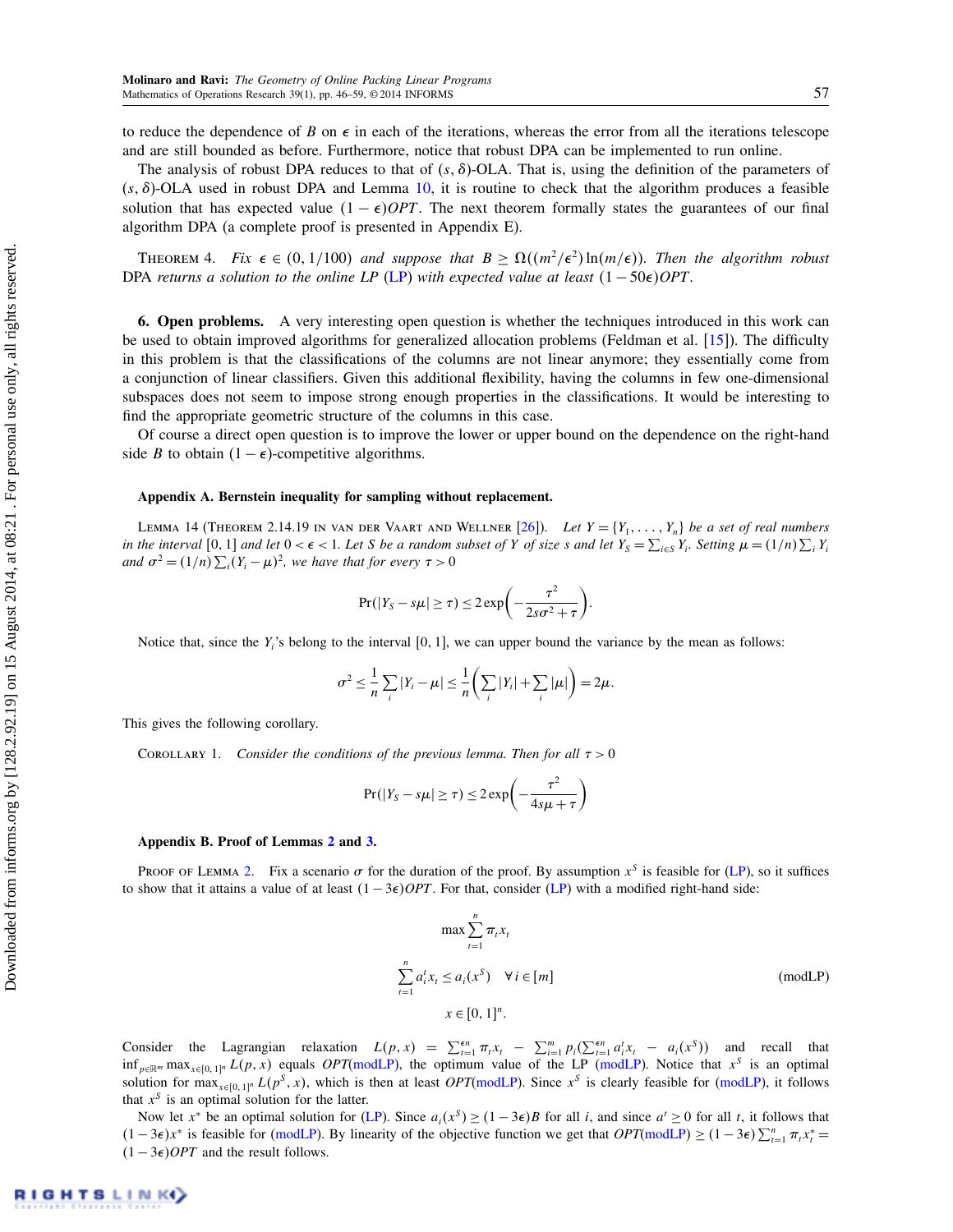to reduce the dependence of $B$ on $\epsilon$ in each of the iterations, whereas the error from all the iterations telescope and are still bounded as before. Furthermore, notice that robust DPA can be implemented to run online.

The analysis of robust DPA reduces to that of $(s, \delta)$-OLA. That is, using the definition of the parameters of $(s, \delta)$-OLA used in robust DPA and Lemma 10, it is routine to check that the algorithm produces a feasible solution that has expected value $(1-\epsilon)OPT$. The next theorem formally states the guarantees of our final algorithm DPA (a complete proof is presented in Appendix E).

Theorem 4. *Fix $\epsilon \in (0, 1/100)$ and suppose that $B \geq \Omega((m^2/\epsilon^2)\ln(m/\epsilon))$. Then the algorithm robust DPA returns a solution to the online LP (LP) with expected value at least $(1-50\epsilon)OPT$.*

## 6. Open problems.

A very interesting open question is whether the techniques introduced in this work can be used to obtain improved algorithms for generalized allocation problems (Feldman et al. [15]). The difficulty in this problem is that the classifications of the columns are not linear anymore; they essentially come from a conjunction of linear classifiers. Given this additional flexibility, having the columns in few one-dimensional subspaces does not seem to impose strong enough properties in the classifications. It would be interesting to find the appropriate geometric structure of the columns in this case.

Of course a direct open question is to improve the lower or upper bound on the dependence on the right-hand side $B$ to obtain $(1-\epsilon)$-competitive algorithms.

### Appendix A. Bernstein inequality for sampling without replacement.

Lemma 14 (Theorem 2.14.19 in van der Vaart and Wellner [26]). *Let $Y = \{Y_1, \ldots, Y_n\}$ be a set of real numbers in the interval $[0, 1]$ and let $0 < \epsilon < 1$. Let $S$ be a random subset of $Y$ of size $s$ and let $Y_S = \sum_{i \in S} Y_i$. Setting $\mu = (1/n)\sum_i Y_i$ and $\sigma^2 = (1/n)\sum_i (Y_i - \mu)^2$, we have that for every $\tau > 0$*

$$\Pr(|Y_S - s\mu| \geq \tau) \leq 2\exp\left(-\frac{\tau^2}{2s\sigma^2 + \tau}\right).$$

Notice that, since the $Y_i$'s belong to the interval $[0, 1]$, we can upper bound the variance by the mean as follows:

$$\sigma^2 \leq \frac{1}{n}\sum_i |Y_i - \mu| \leq \frac{1}{n}\left(\sum_i |Y_i| + \sum_i |\mu|\right) = 2\mu.$$

This gives the following corollary.

Corollary 1. *Consider the conditions of the previous lemma. Then for all $\tau > 0$*

$$\Pr(|Y_S - s\mu| \geq \tau) \leq 2\exp\left(-\frac{\tau^2}{4s\mu + \tau}\right)$$

### Appendix B. Proof of Lemmas 2 and 3.

Proof of Lemma 2. Fix a scenario $\sigma$ for the duration of the proof. By assumption $x^S$ is feasible for (LP), so it suffices to show that it attains a value of at least $(1-3\epsilon)OPT$. For that, consider (LP) with a modified right-hand side:

$$\begin{aligned} \max \sum_{t=1}^{n} \pi_t x_t & \\ \sum_{t=1}^{n} a_i^t x_t \leq a_i(x^S) & \quad \forall\, i \in [m] \\ x \in [0, 1]^n. & \end{aligned} \tag{modLP}$$

Consider the Lagrangian relaxation $L(p, x) = \sum_{t=1}^{\epsilon n} \pi_t x_t - \sum_{i=1}^{m} p_i(\sum_{t=1}^{\epsilon n} a_i^t x_t - a_i(x^S))$ and recall that $\inf_{p \in \mathbb{R}^m} \max_{x \in [0,1]^n} L(p, x)$ equals $OPT$(modLP), the optimum value of the LP (modLP). Notice that $x^S$ is an optimal solution for $\max_{x \in [0,1]^n} L(p^S, x)$, which is then at least $OPT$(modLP). Since $x^S$ is clearly feasible for (modLP), it follows that $x^S$ is an optimal solution for the latter.

Now let $x^*$ be an optimal solution for (LP). Since $a_i(x^S) \geq (1-3\epsilon)B$ for all $i$, and since $a^t \geq 0$ for all $t$, it follows that $(1-3\epsilon)x^*$ is feasible for (modLP). By linearity of the objective function we get that $OPT(\text{modLP}) \geq (1-3\epsilon)\sum_{t=1}^{n} \pi_t x_t^* = (1-3\epsilon)OPT$ and the result follows.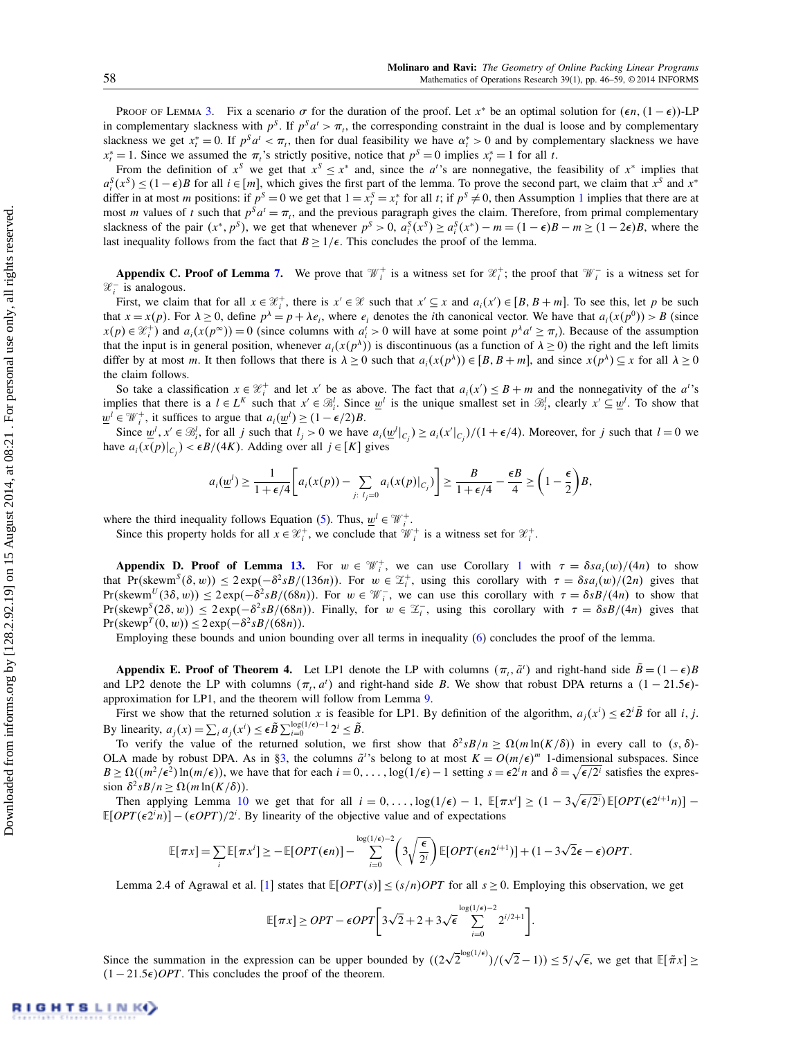Proof of Lemma 3. Fix a scenario $\sigma$ for the duration of the proof. Let $x^*$ be an optimal solution for $(\epsilon n, (1-\epsilon))$-LP in complementary slackness with $p^S$. If $p^S a^t > \pi_t$, the corresponding constraint in the dual is loose and by complementary slackness we get $x^*_t = 0$. If $p^S a^t < \pi_t$, then for dual feasibility we have $\alpha^*_t > 0$ and by complementary slackness we have $x^*_t = 1$. Since we assumed the $\pi_t$'s strictly positive, notice that $p^S = 0$ implies $x^*_t = 1$ for all $t$.

From the definition of $x^S$ we get that $x^S \le x^*$ and, since the $a^t$'s are nonnegative, the feasibility of $x^*$ implies that $a^S_i(x^S) \le (1-\epsilon)B$ for all $i \in [m]$, which gives the first part of the lemma. To prove the second part, we claim that $x^S$ and $x^*$ differ in at most $m$ positions: if $p^S = 0$ we get that $1 = x^S_t = x^*_t$ for all $t$; if $p^S \ne 0$, then Assumption 1 implies that there are at most $m$ values of $t$ such that $p^S a^t = \pi_t$, and the previous paragraph gives the claim. Therefore, from primal complementary slackness of the pair $(x^*, p^S)$, we get that whenever $p^S > 0$, $a^S_i(x^S) \ge a^S_i(x^*) - m = (1-\epsilon)B - m \ge (1-2\epsilon)B$, where the last inequality follows from the fact that $B \ge 1/\epsilon$. This concludes the proof of the lemma.

**Appendix C. Proof of Lemma 7.** We prove that $\mathscr{W}^+_i$ is a witness set for $\mathscr{X}^+_i$; the proof that $\mathscr{W}^-_i$ is a witness set for $\mathscr{X}^-_i$ is analogous.

First, we claim that for all $x \in \mathscr{X}^+_i$, there is $x' \in \mathscr{X}$ such that $x' \subseteq x$ and $a_i(x') \in [B, B+m]$. To see this, let $p$ be such that $x = x(p)$. For $\lambda \ge 0$, define $p^\lambda = p + \lambda e_i$, where $e_i$ denotes the $i$th canonical vector. We have that $a_i(x(p^0)) > B$ (since $x(p) \in \mathscr{X}^+_i$) and $a_i(x(p^\infty)) = 0$ (since columns with $a^t_i > 0$ will have at some point $p^\lambda a^t \ge \pi_t$). Because of the assumption that the input is in general position, whenever $a_i(x(p^\lambda))$ is discontinuous (as a function of $\lambda \ge 0$) the right and the left limits differ by at most $m$. It then follows that there is $\lambda \ge 0$ such that $a_i(x(p^\lambda)) \in [B, B+m]$, and since $x(p^\lambda) \subseteq x$ for all $\lambda \ge 0$ the claim follows.

So take a classification $x \in \mathscr{X}^+_i$ and let $x'$ be as above. The fact that $a_i(x') \le B + m$ and the nonnegativity of the $a^t$'s implies that there is a $l \in L^K$ such that $x' \in \mathscr{B}^l_i$. Since $\underline{w}^l$ is the unique smallest set in $\mathscr{B}^l_i$, clearly $x' \subseteq \underline{w}^l$. To show that $\underline{w}^l \in \mathscr{W}^+_i$, it suffices to argue that $a_i(\underline{w}^l) \ge (1-\epsilon/2)B$.

Since $\underline{w}^l, x' \in \mathscr{B}^l_i$, for all $j$ such that $l_j > 0$ we have $a_i(\underline{w}^l|_{C_j}) \ge a_i(x'|_{C_j})/(1+\epsilon/4)$. Moreover, for $j$ such that $l = 0$ we have $a_i(x(p)|_{C_j}) < \epsilon B/(4K)$. Adding over all $j \in [K]$ gives

$$a_i(\underline{w}^l) \ge \frac{1}{1+\epsilon/4}\left[a_i(x(p)) - \sum_{j:\ l_j=0} a_i(x(p)|_{C_j})\right] \ge \frac{B}{1+\epsilon/4} - \frac{\epsilon B}{4} \ge \left(1-\frac{\epsilon}{2}\right)B,$$

where the third inequality follows Equation (5). Thus, $\underline{w}^l \in \mathscr{W}^+_i$.

Since this property holds for all $x \in \mathscr{X}^+_i$, we conclude that $\mathscr{W}^+_i$ is a witness set for $\mathscr{X}^+_i$.

**Appendix D. Proof of Lemma 13.** For $w \in \mathscr{W}^+_i$, we can use Corollary 1 with $\tau = \delta s a_i(w)/(4n)$ to show that $\Pr(\text{skewm}^S(\delta, w)) \le 2\exp(-\delta^2 sB/(136n))$. For $w \in \mathscr{Z}^+_i$, using this corollary with $\tau = \delta s a_i(w)/(2n)$ gives that $\Pr(\text{skewm}^U(3\delta, w)) \le 2\exp(-\delta^2 sB/(68n))$. For $w \in \mathscr{W}^-_i$, we can use this corollary with $\tau = \delta sB/(4n)$ to show that $\Pr(\text{skewp}^S(2\delta, w)) \le 2\exp(-\delta^2 sB/(68n))$. Finally, for $w \in \mathscr{Z}^-_i$, using this corollary with $\tau = \delta sB/(4n)$ gives that $\Pr(\text{skewp}^T(0, w)) \le 2\exp(-\delta^2 sB/(68n))$.

Employing these bounds and union bounding over all terms in inequality (6) concludes the proof of the lemma.

**Appendix E. Proof of Theorem 4.** Let LP1 denote the LP with columns $(\pi_t, \tilde{a}^t)$ and right-hand side $\tilde{B} = (1-\epsilon)B$ and LP2 denote the LP with columns $(\pi_t, a^t)$ and right-hand side $B$. We show that robust DPA returns a $(1-21.5\epsilon)$-approximation for LP1, and the theorem will follow from Lemma 9.

First we show that the returned solution $x$ is feasible for LP1. By definition of the algorithm, $a_j(x^i) \le \epsilon 2^i \tilde{B}$ for all $i, j$. By linearity, $a_j(x) = \sum_i a_j(x^i) \le \epsilon \tilde{B} \sum_{i=0}^{\log(1/\epsilon)-1} 2^i \le \tilde{B}$.

To verify the value of the returned solution, we first show that $\delta^2 sB/n \ge \Omega(m\ln(K/\delta))$ in every call to $(s,\delta)$-OLA made by robust DPA. As in §3, the columns $\tilde{a}^t$'s belong to at most $K = O(m/\epsilon)^m$ 1-dimensional subspaces. Since $B \ge \Omega((m^2/\epsilon^2)\ln(m/\epsilon))$, we have that for each $i = 0, \ldots, \log(1/\epsilon) - 1$ setting $s = \epsilon 2^i n$ and $\delta = \sqrt{\epsilon/2^i}$ satisfies the expression $\delta^2 sB/n \ge \Omega(m\ln(K/\delta))$.

Then applying Lemma 10 we get that for all $i = 0, \ldots, \log(1/\epsilon) - 1$, $\mathbb{E}[\pi x^i] \ge (1 - 3\sqrt{\epsilon/2^i})\mathbb{E}[OPT(\epsilon 2^{i+1} n)] - \mathbb{E}[OPT(\epsilon 2^i n)] - (\epsilon OPT)/2^i$. By linearity of the objective value and of expectations

$$\mathbb{E}[\pi x] = \sum_i \mathbb{E}[\pi x^i] \ge -\mathbb{E}[OPT(\epsilon n)] - \sum_{i=0}^{\log(1/\epsilon)-2} \left(3\sqrt{\frac{\epsilon}{2^i}}\right)\mathbb{E}[OPT(\epsilon n 2^{i+1})] + (1 - 3\sqrt{2}\epsilon - \epsilon)OPT.$$

Lemma 2.4 of Agrawal et al. [1] states that $\mathbb{E}[OPT(s)] \le (s/n)OPT$ for all $s \ge 0$. Employing this observation, we get

$$\mathbb{E}[\pi x] \ge OPT - \epsilon OPT\left[3\sqrt{2} + 2 + 3\sqrt{\epsilon}\sum_{i=0}^{\log(1/\epsilon)-2} 2^{i/2+1}\right].$$

Since the summation in the expression can be upper bounded by $((2\sqrt{2}^{\log(1/\epsilon)})/(\sqrt{2}-1)) \le 5/\sqrt{\epsilon}$, we get that $\mathbb{E}[\tilde{\pi} x] \ge (1 - 21.5\epsilon)OPT$. This concludes the proof of the theorem.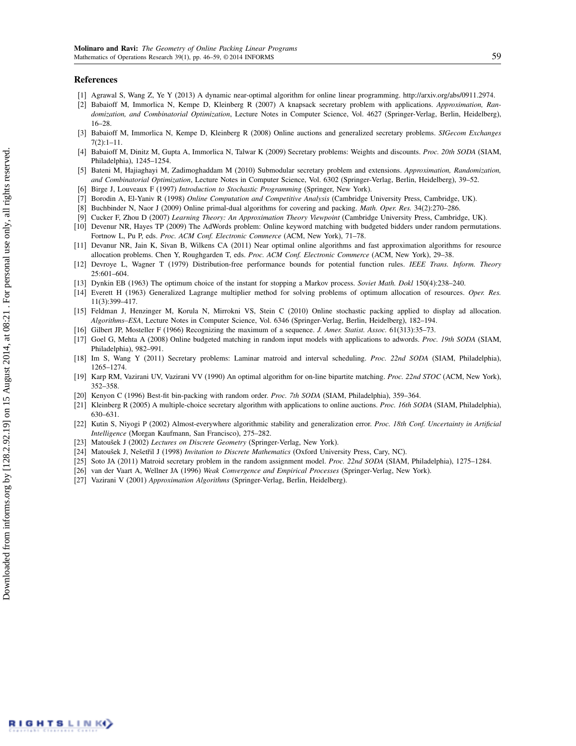## References

[1] Agrawal S, Wang Z, Ye Y (2013) A dynamic near-optimal algorithm for online linear programming. http://arxiv.org/abs/0911.2974.

[2] Babaioff M, Immorlica N, Kempe D, Kleinberg R (2007) A knapsack secretary problem with applications. *Approximation, Randomization, and Combinatorial Optimization*, Lecture Notes in Computer Science, Vol. 4627 (Springer-Verlag, Berlin, Heidelberg), 16–28.

[3] Babaioff M, Immorlica N, Kempe D, Kleinberg R (2008) Online auctions and generalized secretary problems. *SIGecom Exchanges* 7(2):1–11.

[4] Babaioff M, Dinitz M, Gupta A, Immorlica N, Talwar K (2009) Secretary problems: Weights and discounts. *Proc. 20th SODA* (SIAM, Philadelphia), 1245–1254.

[5] Bateni M, Hajiaghayi M, Zadimoghaddam M (2010) Submodular secretary problem and extensions. *Approximation, Randomization, and Combinatorial Optimization*, Lecture Notes in Computer Science, Vol. 6302 (Springer-Verlag, Berlin, Heidelberg), 39–52.

[6] Birge J, Louveaux F (1997) *Introduction to Stochastic Programming* (Springer, New York).

[7] Borodin A, El-Yaniv R (1998) *Online Computation and Competitive Analysis* (Cambridge University Press, Cambridge, UK).

[8] Buchbinder N, Naor J (2009) Online primal-dual algorithms for covering and packing. *Math. Oper. Res.* 34(2):270–286.

[9] Cucker F, Zhou D (2007) *Learning Theory: An Approximation Theory Viewpoint* (Cambridge University Press, Cambridge, UK).

[10] Devenur NR, Hayes TP (2009) The AdWords problem: Online keyword matching with budgeted bidders under random permutations. Fortnow L, Pu P, eds. *Proc. ACM Conf. Electronic Commerce* (ACM, New York), 71–78.

[11] Devanur NR, Jain K, Sivan B, Wilkens CA (2011) Near optimal online algorithms and fast approximation algorithms for resource allocation problems. Chen Y, Roughgarden T, eds. *Proc. ACM Conf. Electronic Commerce* (ACM, New York), 29–38.

[12] Devroye L, Wagner T (1979) Distribution-free performance bounds for potential function rules. *IEEE Trans. Inform. Theory* 25:601–604.

[13] Dynkin EB (1963) The optimum choice of the instant for stopping a Markov process. *Soviet Math. Dokl* 150(4):238–240.

[14] Everett H (1963) Generalized Lagrange multiplier method for solving problems of optimum allocation of resources. *Oper. Res.* 11(3):399–417.

[15] Feldman J, Henzinger M, Korula N, Mirrokni VS, Stein C (2010) Online stochastic packing applied to display ad allocation. *Algorithms–ESA*, Lecture Notes in Computer Science, Vol. 6346 (Springer-Verlag, Berlin, Heidelberg), 182–194.

[16] Gilbert JP, Mosteller F (1966) Recognizing the maximum of a sequence. *J. Amer. Statist. Assoc.* 61(313):35–73.

[17] Goel G, Mehta A (2008) Online budgeted matching in random input models with applications to adwords. *Proc. 19th SODA* (SIAM, Philadelphia), 982–991.

[18] Im S, Wang Y (2011) Secretary problems: Laminar matroid and interval scheduling. *Proc. 22nd SODA* (SIAM, Philadelphia), 1265–1274.

[19] Karp RM, Vazirani UV, Vazirani VV (1990) An optimal algorithm for on-line bipartite matching. *Proc. 22nd STOC* (ACM, New York), 352–358.

[20] Kenyon C (1996) Best-fit bin-packing with random order. *Proc. 7th SODA* (SIAM, Philadelphia), 359–364.

[21] Kleinberg R (2005) A multiple-choice secretary algorithm with applications to online auctions. *Proc. 16th SODA* (SIAM, Philadelphia), 630–631.

[22] Kutin S, Niyogi P (2002) Almost-everywhere algorithmic stability and generalization error. *Proc. 18th Conf. Uncertainty in Artificial Intelligence* (Morgan Kaufmann, San Francisco), 275–282.

[23] Matoušek J (2002) *Lectures on Discrete Geometry* (Springer-Verlag, New York).

[24] Matoušek J, Nešetřil J (1998) *Invitation to Discrete Mathematics* (Oxford University Press, Cary, NC).

[25] Soto JA (2011) Matroid secretary problem in the random assignment model. *Proc. 22nd SODA* (SIAM, Philadelphia), 1275–1284.

[26] van der Vaart A, Wellner JA (1996) *Weak Convergence and Empirical Processes* (Springer-Verlag, New York).

[27] Vazirani V (2001) *Approximation Algorithms* (Springer-Verlag, Berlin, Heidelberg).